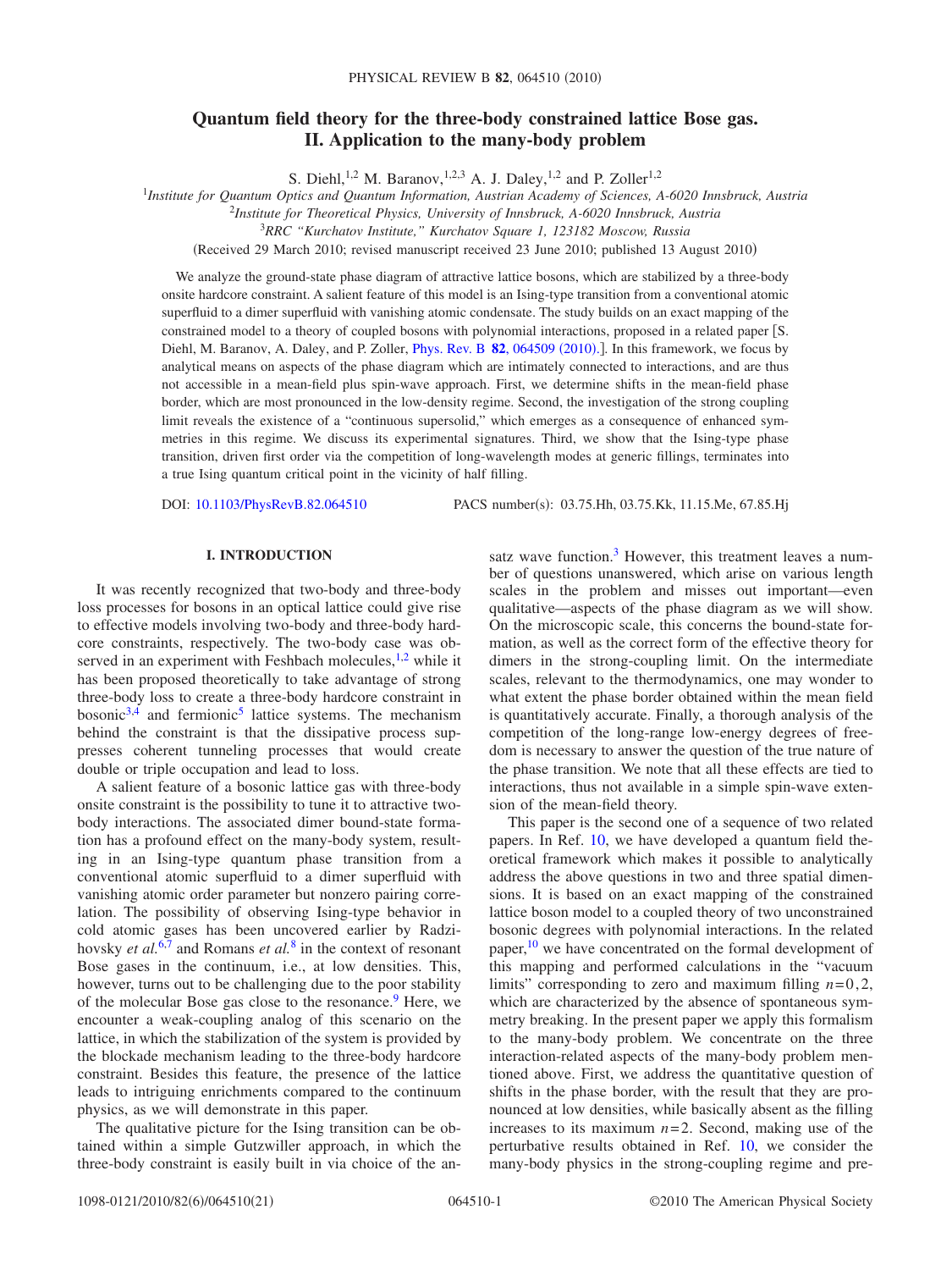# Quantum field theory for the three-body constrained lattice Bose gas. II. Application to the many-body problem

S. Diehl,[1,2] M. Baranov,[1,2,3] A. J. Daley,[1,2] and P. Zoller[1,2]

[1]*Institute for Quantum Optics and Quantum Information, Austrian Academy of Sciences, A-6020 Innsbruck, Austria*
[2]*Institute for Theoretical Physics, University of Innsbruck, A-6020 Innsbruck, Austria*
[3]*RRC "Kurchatov Institute," Kurchatov Square 1, 123182 Moscow, Russia*

(Received 29 March 2010; revised manuscript received 23 June 2010; published 13 August 2010)

We analyze the ground-state phase diagram of attractive lattice bosons, which are stabilized by a three-body onsite hardcore constraint. A salient feature of this model is an Ising-type transition from a conventional atomic superfluid to a dimer superfluid with vanishing atomic condensate. The study builds on an exact mapping of the constrained model to a theory of coupled bosons with polynomial interactions, proposed in a related paper [S. Diehl, M. Baranov, A. Daley, and P. Zoller, Phys. Rev. B **82**, 064509 (2010).]. In this framework, we focus by analytical means on aspects of the phase diagram which are intimately connected to interactions, and are thus not accessible in a mean-field plus spin-wave approach. First, we determine shifts in the mean-field phase border, which are most pronounced in the low-density regime. Second, the investigation of the strong coupling limit reveals the existence of a "continuous supersolid," which emerges as a consequence of enhanced symmetries in this regime. We discuss its experimental signatures. Third, we show that the Ising-type phase transition, driven first order via the competition of long-wavelength modes at generic fillings, terminates into a true Ising quantum critical point in the vicinity of half filling.

DOI: 10.1103/PhysRevB.82.064510 PACS number(s): 03.75.Hh, 03.75.Kk, 11.15.Me, 67.85.Hj

## I. INTRODUCTION

It was recently recognized that two-body and three-body loss processes for bosons in an optical lattice could give rise to effective models involving two-body and three-body hardcore constraints, respectively. The two-body case was observed in an experiment with Feshbach molecules,[1,2] while it has been proposed theoretically to take advantage of strong three-body loss to create a three-body hardcore constraint in bosonic[3,4] and fermionic[5] lattice systems. The mechanism behind the constraint is that the dissipative process suppresses coherent tunneling processes that would create double or triple occupation and lead to loss.

A salient feature of a bosonic lattice gas with three-body onsite constraint is the possibility to tune it to attractive two-body interactions. The associated dimer bound-state formation has a profound effect on the many-body system, resulting in an Ising-type quantum phase transition from a conventional atomic superfluid to a dimer superfluid with vanishing atomic order parameter but nonzero pairing correlation. The possibility of observing Ising-type behavior in cold atomic gases has been uncovered earlier by Radzihovsky *et al.*[6,7] and Romans *et al.*[8] in the context of resonant Bose gases in the continuum, i.e., at low densities. This, however, turns out to be challenging due to the poor stability of the molecular Bose gas close to the resonance.[9] Here, we encounter a weak-coupling analog of this scenario on the lattice, in which the stabilization of the system is provided by the blockade mechanism leading to the three-body hardcore constraint. Besides this feature, the presence of the lattice leads to intriguing enrichments compared to the continuum physics, as we will demonstrate in this paper.

The qualitative picture for the Ising transition can be obtained within a simple Gutzwiller approach, in which the three-body constraint is easily built in via choice of the ansatz wave function.[3] However, this treatment leaves a number of questions unanswered, which arise on various length scales in the problem and misses out important—even qualitative—aspects of the phase diagram as we will show. On the microscopic scale, this concerns the bound-state formation, as well as the correct form of the effective theory for dimers in the strong-coupling limit. On the intermediate scales, relevant to the thermodynamics, one may wonder to what extent the phase border obtained within the mean field is quantitatively accurate. Finally, a thorough analysis of the competition of the long-range low-energy degrees of freedom is necessary to answer the question of the true nature of the phase transition. We note that all these effects are tied to interactions, thus not available in a simple spin-wave extension of the mean-field theory.

This paper is the second one of a sequence of two related papers. In Ref. 10, we have developed a quantum field theoretical framework which makes it possible to analytically address the above questions in two and three spatial dimensions. It is based on an exact mapping of the constrained lattice boson model to a coupled theory of two unconstrained bosonic degrees of freedom with polynomial interactions. In the related paper,[10] we have concentrated on the formal development of this mapping and performed calculations in the "vacuum limits" corresponding to zero and maximum filling $n=0,2$, which are characterized by the absence of spontaneous symmetry breaking. In the present paper we apply this formalism to the many-body problem. We concentrate on the three interaction-related aspects of the many-body problem mentioned above. First, we address the quantitative question of shifts in the phase border, with the result that they are pronounced at low densities, while basically absent as the filling increases to its maximum $n=2$. Second, making use of the perturbative results obtained in Ref. 10, we consider the many-body physics in the strong-coupling regime and pre-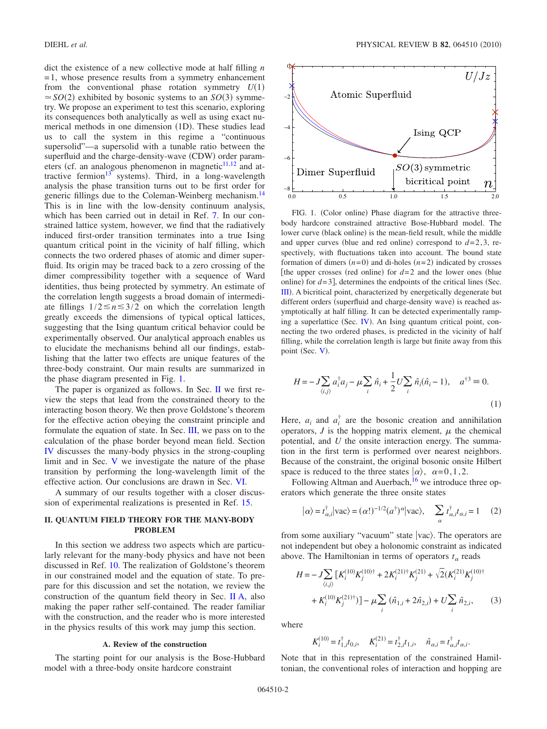dict the existence of a new collective mode at half filling $n=1$, whose presence results from a symmetry enhancement from the conventional phase rotation symmetry $U(1) \simeq SO(2)$ exhibited by bosonic systems to an $SO(3)$ symmetry. We propose an experiment to test this scenario, exploring its consequences both analytically as well as using exact numerical methods in one dimension (1D). These studies lead us to call the system in this regime a "continuous supersolid"—a supersolid with a tunable ratio between the superfluid and the charge-density-wave (CDW) order parameters (cf. an analogous phenomenon in magnetic[11,12] and attractive fermion[13] systems). Third, in a long-wavelength analysis the phase transition turns out to be first order for generic fillings due to the Coleman-Weinberg mechanism.[14] This is in line with the low-density continuum analysis, which has been carried out in detail in Ref. 7. In our constrained lattice system, however, we find that the radiatively induced first-order transition terminates into a true Ising quantum critical point in the vicinity of half filling, which connects the two ordered phases of atomic and dimer superfluid. Its origin may be traced back to a zero crossing of the dimer compressibility together with a sequence of Ward identities, thus being protected by symmetry. An estimate of the correlation length suggests a broad domain of intermediate fillings $1/2 \lesssim n \lesssim 3/2$ on which the correlation length greatly exceeds the dimensions of typical optical lattices, suggesting that the Ising quantum critical behavior could be experimentally observed. Our analytical approach enables us to elucidate the mechanisms behind all our findings, establishing that the latter two effects are unique features of the three-body constraint. Our main results are summarized in the phase diagram presented in Fig. 1.

The paper is organized as follows. In Sec. II we first review the steps that lead from the constrained theory to the interacting boson theory. We then prove Goldstone's theorem for the effective action obeying the constraint principle and formulate the equation of state. In Sec. III, we pass on to the calculation of the phase border beyond mean field. Section IV discusses the many-body physics in the strong-coupling limit and in Sec. V we investigate the nature of the phase transition by performing the long-wavelength limit of the effective action. Our conclusions are drawn in Sec. VI.

A summary of our results together with a closer discussion of experimental realizations is presented in Ref. 15.

## II. QUANTUM FIELD THEORY FOR THE MANY-BODY PROBLEM

In this section we address two aspects which are particularly relevant for the many-body physics and have not been discussed in Ref. 10. The realization of Goldstone's theorem in our constrained model and the equation of state. To prepare for this discussion and set the notation, we review the construction of the quantum field theory in Sec. II A, also making the paper rather self-contained. The reader familiar with the construction, and the reader who is more interested in the physics results of this work may jump this section.

### A. Review of the construction

The starting point for our analysis is the Bose-Hubbard model with a three-body onsite hardcore constraint

U/Jz

0

−2

−4

−6

−8

0.0 0.5 1.0 1.5 2.0

n

Atomic Superfluid

Ising QCP

Dimer Superfluid

SO(3) symmetric bicritical point

FIG. 1. (Color online) Phase diagram for the attractive three-body hardcore constrained attractive Bose-Hubbard model. The lower curve (black online) is the mean-field result, while the middle and upper curves (blue and red online) correspond to $d=2,3$, respectively, with fluctuations taken into account. The bound state formation of dimers ($n=0$) and di-holes ($n=2$) indicated by crosses [the upper crosses (red online) for $d=2$ and the lower ones (blue online) for $d=3$], determines the endpoints of the critical lines (Sec. III). A bicritical point, characterized by energetically degenerate but different orders (superfluid and charge-density wave) is reached asymptotically at half filling. It can be detected experimentally ramping a superlattice (Sec. IV). An Ising quantum critical point, connecting the two ordered phases, is predicted in the vicinity of half filling, while the correlation length is large but finite away from this point (Sec. V).

$$H = -J\sum_{\langle i,j\rangle} a_i^\dagger a_j - \mu\sum_i \hat{n}_i + \frac{1}{2}U\sum_i \hat{n}_i(\hat{n}_i - 1), \quad a^{\dagger 3} \equiv 0. \tag{1}$$

Here, $a_i$ and $a_i^\dagger$ are the bosonic creation and annihilation operators, $J$ is the hopping matrix element, $\mu$ the chemical potential, and $U$ the onsite interaction energy. The summation in the first term is performed over nearest neighbors. Because of the constraint, the original bosonic onsite Hilbert space is reduced to the three states $|\alpha\rangle$, $\alpha = 0,1,2$.

Following Altman and Auerbach,[16] we introduce three operators which generate the three onsite states

$$|\alpha\rangle = t_{\alpha,i}^\dagger|\text{vac}\rangle = (\alpha!)^{-1/2}(a^\dagger)^\alpha|\text{vac}\rangle, \quad \sum_\alpha t_{\alpha,i}^\dagger t_{\alpha,i} = 1 \tag{2}$$

from some auxiliary "vacuum" state $|\text{vac}\rangle$. The operators are not independent but obey a holonomic constraint as indicated above. The Hamiltonian in terms of operators $t_\alpha$ reads

$$\begin{aligned} H = &-J\sum_{\langle i,j\rangle}[K_i^{(10)}K_j^{(10)\dagger} + 2K_i^{(21)\dagger}K_j^{(21)} + \sqrt{2}(K_i^{(21)}K_j^{(10)\dagger} \\ &+ K_i^{(10)}K_j^{(21)\dagger})] - \mu\sum_i(\hat{n}_{1,i} + 2\hat{n}_{2,i}) + U\sum_i \hat{n}_{2,i}, \end{aligned} \tag{3}$$

where

$$K_i^{(10)} = t_{1,i}^\dagger t_{0,i}, \quad K_i^{(21)} = t_{2,i}^\dagger t_{1,i}, \quad \hat{n}_{\alpha,i} = t_{\alpha,i}^\dagger t_{\alpha,i}.$$

Note that in this representation of the constrained Hamiltonian, the conventional roles of interaction and hopping are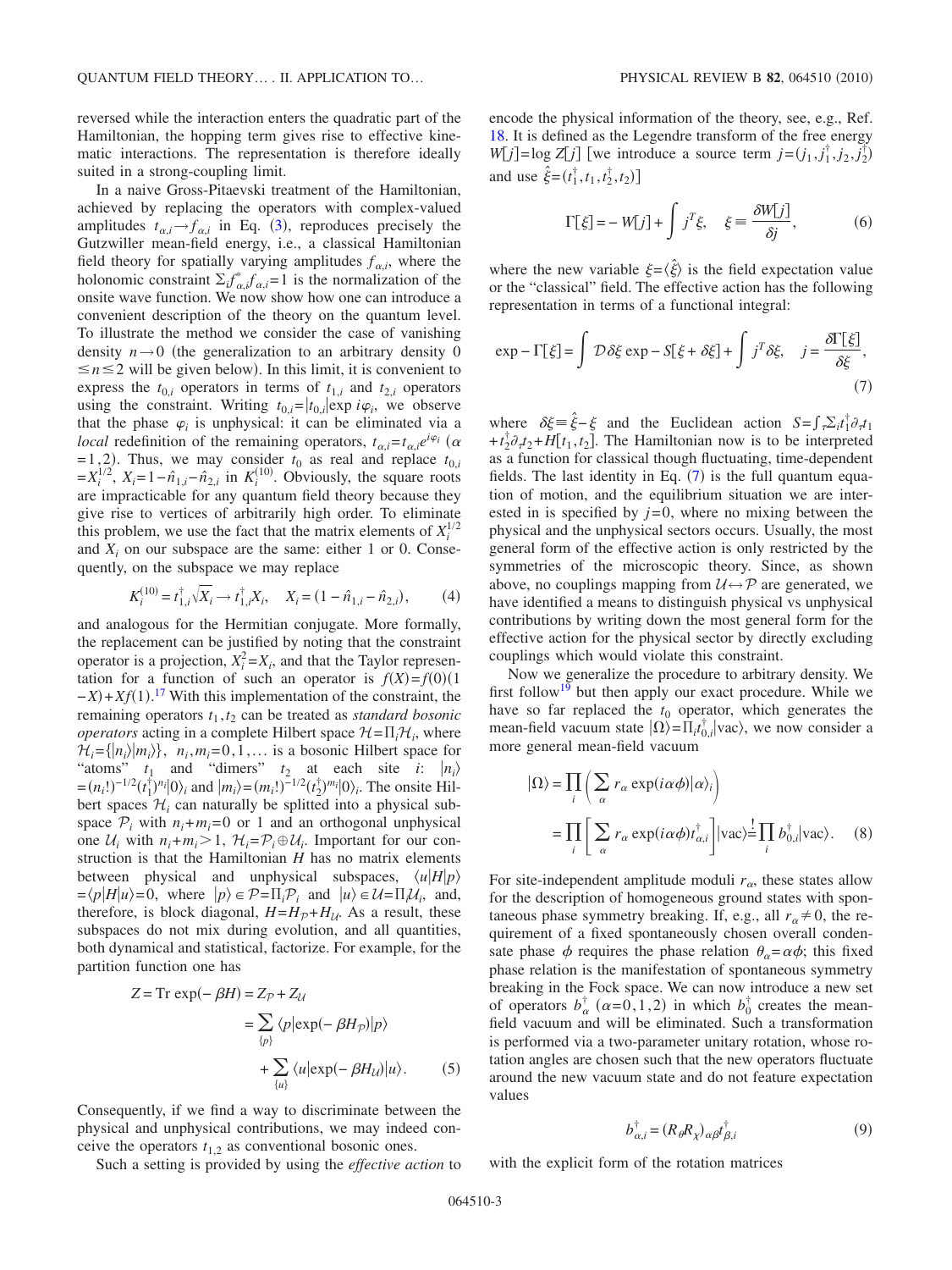reversed while the interaction enters the quadratic part of the Hamiltonian, the hopping term gives rise to effective kinematic interactions. The representation is therefore ideally suited in a strong-coupling limit.

In a naive Gross-Pitaevski treatment of the Hamiltonian, achieved by replacing the operators with complex-valued amplitudes $t_{\alpha,i} \to f_{\alpha,i}$ in Eq. (3), reproduces precisely the Gutzwiller mean-field energy, i.e., a classical Hamiltonian field theory for spatially varying amplitudes $f_{\alpha,i}$, where the holonomic constraint $\Sigma_i f^*_{\alpha,i} f_{\alpha,i} = 1$ is the normalization of the onsite wave function. We now show how one can introduce a convenient description of the theory on the quantum level. To illustrate the method we consider the case of vanishing density $n \to 0$ (the generalization to an arbitrary density $0 \leq n \leq 2$ will be given below). In this limit, it is convenient to express the $t_{0,i}$ operators in terms of $t_{1,i}$ and $t_{2,i}$ operators using the constraint. Writing $t_{0,i} = |t_{0,i}| \exp i\varphi_i$, we observe that the phase $\varphi_i$ is unphysical: it can be eliminated via a *local* redefinition of the remaining operators, $t_{\alpha,i} = t_{\alpha,i} e^{i\varphi_i}$ ($\alpha = 1,2$). Thus, we may consider $t_0$ as real and replace $t_{0,i} = X_i^{1/2}$, $X_i = 1 - \hat{n}_{1,i} - \hat{n}_{2,i}$ in $K_i^{(10)}$. Obviously, the square roots are impracticable for any quantum field theory because they give rise to vertices of arbitrarily high order. To eliminate this problem, we use the fact that the matrix elements of $X_i^{1/2}$ and $X_i$ on our subspace are the same: either 1 or 0. Consequently, on the subspace we may replace

$$K_i^{(10)} = t_{1,i}^\dagger \sqrt{X_i} \to t_{1,i}^\dagger X_i, \quad X_i = (1 - \hat{n}_{1,i} - \hat{n}_{2,i}), \tag{4}$$

and analogous for the Hermitian conjugate. More formally, the replacement can be justified by noting that the constraint operator is a projection, $X_i^2 = X_i$, and that the Taylor representation for a function of such an operator is $f(X) = f(0)(1 - X) + Xf(1)$.[17] With this implementation of the constraint, the remaining operators $t_1, t_2$ can be treated as *standard bosonic operators* acting in a complete Hilbert space $\mathcal{H} = \Pi_i \mathcal{H}_i$, where $\mathcal{H}_i = \{|n_i\rangle |m_i\rangle\}$, $n_i, m_i = 0, 1, \ldots$ is a bosonic Hilbert space for "atoms" $t_1$ and "dimers" $t_2$ at each site $i$: $|n_i\rangle = (n_i!)^{-1/2}(t_1^\dagger)^{n_i}|0\rangle_i$ and $|m_i\rangle = (m_i!)^{-1/2}(t_2^\dagger)^{m_i}|0\rangle_i$. The onsite Hilbert spaces $\mathcal{H}_i$ can naturally be splitted into a physical subspace $\mathcal{P}_i$ with $n_i + m_i = 0$ or 1 and an orthogonal unphysical one $\mathcal{U}_i$ with $n_i + m_i > 1$, $\mathcal{H}_i = \mathcal{P}_i \oplus \mathcal{U}_i$. Important for our construction is that the Hamiltonian $H$ has no matrix elements between physical and unphysical subspaces, $\langle u|H|p\rangle = \langle p|H|u\rangle = 0$, where $|p\rangle \in \mathcal{P} = \Pi_i \mathcal{P}_i$ and $|u\rangle \in \mathcal{U} = \Pi_i \mathcal{U}_i$, and, therefore, is block diagonal, $H = H_\mathcal{P} + H_\mathcal{U}$. As a result, these subspaces do not mix during evolution, and all quantities, both dynamical and statistical, factorize. For example, for the partition function one has

$$\begin{aligned} Z = \text{Tr} \exp(-\beta H) &= Z_\mathcal{P} + Z_\mathcal{U} \\ &= \sum_{\{p\}} \langle p|\exp(-\beta H_\mathcal{P})|p\rangle \\ &\quad + \sum_{\{u\}} \langle u|\exp(-\beta H_\mathcal{U})|u\rangle. \end{aligned} \tag{5}$$

Consequently, if we find a way to discriminate between the physical and unphysical contributions, we may indeed conceive the operators $t_{1,2}$ as conventional bosonic ones.

Such a setting is provided by using the *effective action* to encode the physical information of the theory, see, e.g., Ref. 18. It is defined as the Legendre transform of the free energy $W[j] = \log Z[j]$ [we introduce a source term $j = (j_1, j_1^\dagger, j_2, j_2^\dagger)$ and use $\hat{\xi} = (t_1^\dagger, t_1, t_2^\dagger, t_2)$]

$$\Gamma[\xi] = -W[j] + \int j^T \xi, \quad \xi \equiv \frac{\delta W[j]}{\delta j}, \tag{6}$$

where the new variable $\xi = \langle \hat{\xi} \rangle$ is the field expectation value or the "classical" field. The effective action has the following representation in terms of a functional integral:

$$\exp - \Gamma[\xi] = \int \mathcal{D}\delta\xi \exp - S[\xi + \delta\xi] + \int j^T \delta\xi, \quad j = \frac{\delta\Gamma[\xi]}{\delta\xi}, \tag{7}$$

where $\delta\xi \equiv \hat{\xi} - \xi$ and the Euclidean action $S = \int_\tau \Sigma_i t_1^\dagger \partial_\tau t_1 + t_2^\dagger \partial_\tau t_2 + H[t_1, t_2]$. The Hamiltonian now is to be interpreted as a function for classical though fluctuating, time-dependent fields. The last identity in Eq. (7) is the full quantum equation of motion, and the equilibrium situation we are interested in is specified by $j = 0$, where no mixing between the physical and the unphysical sectors occurs. Usually, the most general form of the effective action is only restricted by the symmetries of the microscopic theory. Since, as shown above, no couplings mapping from $\mathcal{U} \leftrightarrow \mathcal{P}$ are generated, we have identified a means to distinguish physical vs unphysical contributions by writing down the most general form for the effective action for the physical sector by directly excluding couplings which would violate this constraint.

Now we generalize the procedure to arbitrary density. We first follow[19] but then apply our exact procedure. While we have so far replaced the $t_0$ operator, which generates the mean-field vacuum state $|\Omega\rangle = \Pi_i t_{0,i}^\dagger |\text{vac}\rangle$, we now consider a more general mean-field vacuum

$$\begin{aligned} |\Omega\rangle &= \prod_i \left( \sum_\alpha r_\alpha \exp(i\alpha\phi)|\alpha\rangle_i \right) \\ &= \prod_i \left[ \sum_\alpha r_\alpha \exp(i\alpha\phi) t_{\alpha,i}^\dagger \right] |\text{vac}\rangle \stackrel{!}{=} \prod_i b_{0,i}^\dagger |\text{vac}\rangle. \end{aligned} \tag{8}$$

For site-independent amplitude moduli $r_\alpha$, these states allow for the description of homogeneous ground states with spontaneous phase symmetry breaking. If, e.g., all $r_\alpha \neq 0$, the requirement of a fixed spontaneously chosen overall condensate phase $\phi$ requires the phase relation $\theta_\alpha = \alpha\phi$; this fixed phase relation is the manifestation of spontaneous symmetry breaking in the Fock space. We can now introduce a new set of operators $b_\alpha^\dagger$ ($\alpha = 0, 1, 2$) in which $b_0^\dagger$ creates the mean-field vacuum and will be eliminated. Such a transformation is performed via a two-parameter unitary rotation, whose rotation angles are chosen such that the new operators fluctuate around the new vacuum state and do not feature expectation values

$$b_{\alpha,i}^\dagger = (R_\theta R_\chi)_{\alpha\beta} t_{\beta,i}^\dagger \tag{9}$$

with the explicit form of the rotation matrices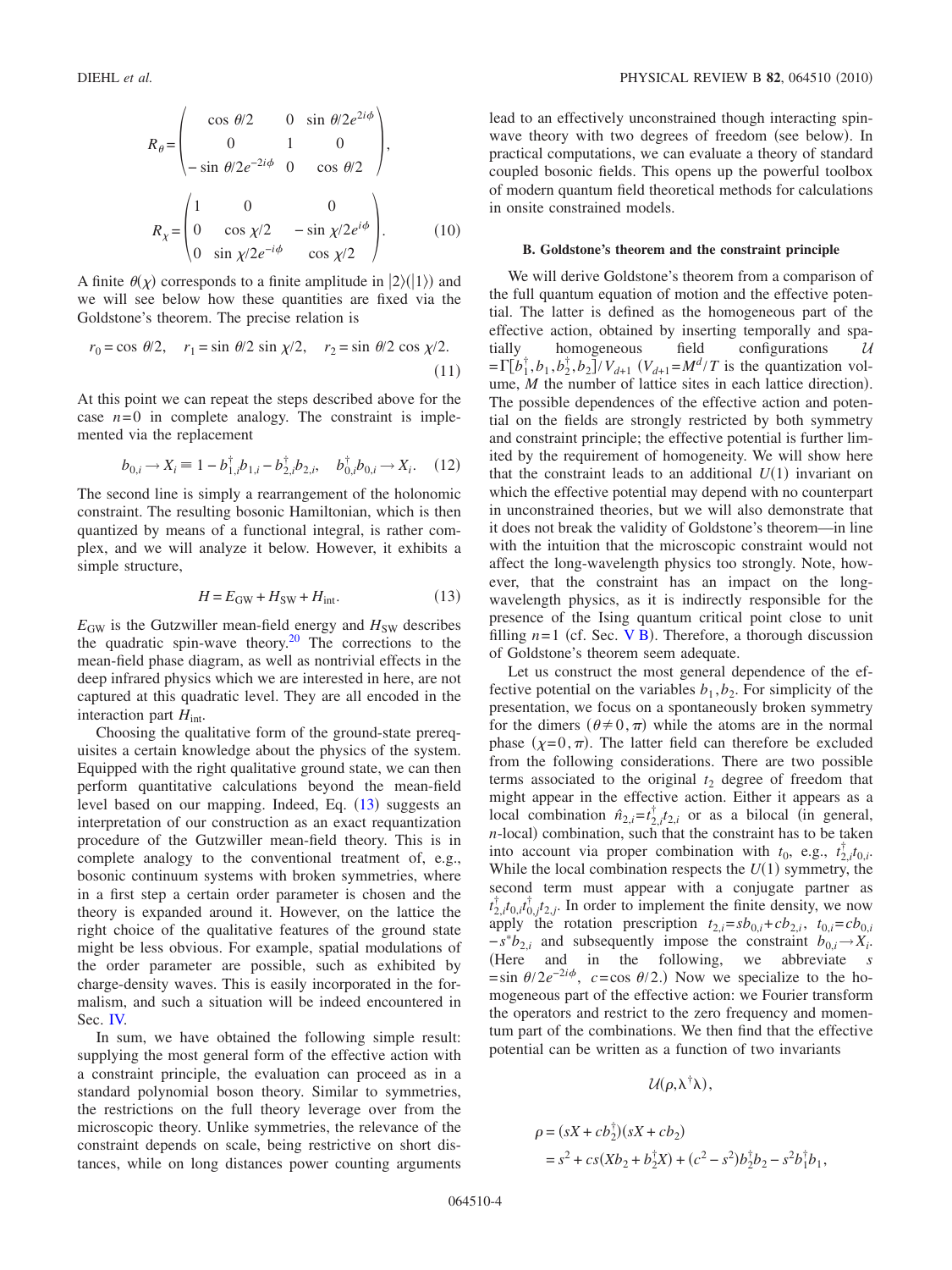$$R_\theta = \begin{pmatrix} \cos\theta/2 & 0 & \sin\theta/2e^{2i\phi} \\ 0 & 1 & 0 \\ -\sin\theta/2e^{-2i\phi} & 0 & \cos\theta/2 \end{pmatrix},$$

$$R_\chi = \begin{pmatrix} 1 & 0 & 0 \\ 0 & \cos\chi/2 & -\sin\chi/2e^{i\phi} \\ 0 & \sin\chi/2e^{-i\phi} & \cos\chi/2 \end{pmatrix}. \quad (10)$$

A finite $\theta(\chi)$ corresponds to a finite amplitude in $|2\rangle(|1\rangle)$ and we will see below how these quantities are fixed via the Goldstone's theorem. The precise relation is

$$r_0 = \cos\theta/2, \quad r_1 = \sin\theta/2 \sin\chi/2, \quad r_2 = \sin\theta/2 \cos\chi/2. \quad (11)$$

At this point we can repeat the steps described above for the case $n=0$ in complete analogy. The constraint is implemented via the replacement

$$b_{0,i} \to X_i \equiv 1 - b_{1,i}^\dagger b_{1,i} - b_{2,i}^\dagger b_{2,i}, \quad b_{0,i}^\dagger b_{0,i} \to X_i. \quad (12)$$

The second line is simply a rearrangement of the holonomic constraint. The resulting bosonic Hamiltonian, which is then quantized by means of a functional integral, is rather complex, and we will analyze it below. However, it exhibits a simple structure,

$$H = E_{\rm GW} + H_{\rm SW} + H_{\rm int}. \quad (13)$$

$E_{\rm GW}$ is the Gutzwiller mean-field energy and $H_{\rm SW}$ describes the quadratic spin-wave theory.[20] The corrections to the mean-field phase diagram, as well as nontrivial effects in the deep infrared physics which we are interested in here, are not captured at this quadratic level. They are all encoded in the interaction part $H_{\rm int}$.

Choosing the qualitative form of the ground-state prerequisites a certain knowledge about the physics of the system. Equipped with the right qualitative ground state, we can then perform quantitative calculations beyond the mean-field level based on our mapping. Indeed, Eq. (13) suggests an interpretation of our construction as an exact requantization procedure of the Gutzwiller mean-field theory. This is in complete analogy to the conventional treatment of, e.g., bosonic continuum systems with broken symmetries, where in a first step a certain order parameter is chosen and the theory is expanded around it. However, on the lattice the right choice of the qualitative features of the ground state might be less obvious. For example, spatial modulations of the order parameter are possible, such as exhibited by charge-density waves. This is easily incorporated in the formalism, and such a situation will be indeed encountered in Sec. IV.

In sum, we have obtained the following simple result: supplying the most general form of the effective action with a constraint principle, the evaluation can proceed as in a standard polynomial boson theory. Similar to symmetries, the restrictions on the full theory leverage over from the microscopic theory. Unlike symmetries, the relevance of the constraint depends on scale, being restrictive on short distances, while on long distances power counting arguments lead to an effectively unconstrained though interacting spin-wave theory with two degrees of freedom (see below). In practical computations, we can evaluate a theory of standard coupled bosonic fields. This opens up the powerful toolbox of modern quantum field theoretical methods for calculations in onsite constrained models.

### B. Goldstone's theorem and the constraint principle

We will derive Goldstone's theorem from a comparison of the full quantum equation of motion and the effective potential. The latter is defined as the homogeneous part of the effective action, obtained by inserting temporally and spatially homogeneous field configurations $\mathcal{U} = \Gamma[b_1^\dagger, b_1, b_2^\dagger, b_2]/V_{d+1}$ ($V_{d+1} = M^d/T$ is the quantization volume, $M$ the number of lattice sites in each lattice direction). The possible dependences of the effective action and potential on the fields are strongly restricted by both symmetry and constraint principle; the effective potential is further limited by the requirement of homogeneity. We will show here that the constraint leads to an additional $U(1)$ invariant on which the effective potential may depend with no counterpart in unconstrained theories, but we will also demonstrate that it does not break the validity of Goldstone's theorem—in line with the intuition that the microscopic constraint would not affect the long-wavelength physics too strongly. Note, however, that the constraint has an impact on the long-wavelength physics, as it is indirectly responsible for the presence of the Ising quantum critical point close to unit filling $n=1$ (cf. Sec. V B). Therefore, a thorough discussion of Goldstone's theorem seem adequate.

Let us construct the most general dependence of the effective potential on the variables $b_1, b_2$. For simplicity of the presentation, we focus on a spontaneously broken symmetry for the dimers ($\theta \neq 0, \pi$) while the atoms are in the normal phase ($\chi = 0, \pi$). The latter field can therefore be excluded from the following considerations. There are two possible terms associated to the original $t_2$ degree of freedom that might appear in the effective action. Either it appears as a local combination $\hat{n}_{2,i} = t_{2,i}^\dagger t_{2,i}$ or as a bilocal (in general, $n$-local) combination, such that the constraint has to be taken into account via proper combination with $t_0$, e.g., $t_{2,i}^\dagger t_{0,i}$. While the local combination respects the $U(1)$ symmetry, the second term must appear with a conjugate partner as $t_{2,i}^\dagger t_{0,i} t_{0,j}^\dagger t_{2,j}$. In order to implement the finite density, we now apply the rotation prescription $t_{2,i} = s b_{0,i} + c b_{2,i}$, $t_{0,i} = c b_{0,i} - s^* b_{2,i}$ and subsequently impose the constraint $b_{0,i} \to X_i$. (Here and in the following, we abbreviate $s = \sin\theta/2 e^{-2i\phi}$, $c = \cos\theta/2$.) Now we specialize to the homogeneous part of the effective action: we Fourier transform the operators and restrict to the zero frequency and momentum part of the combinations. We then find that the effective potential can be written as a function of two invariants

$$\mathcal{U}(\rho, \lambda^\dagger \lambda),$$

$$\begin{aligned}\rho &= (sX + c b_2^\dagger)(sX + c b_2) \\ &= s^2 + cs(X b_2 + b_2^\dagger X) + (c^2 - s^2) b_2^\dagger b_2 - s^2 b_1^\dagger b_1,\end{aligned}$$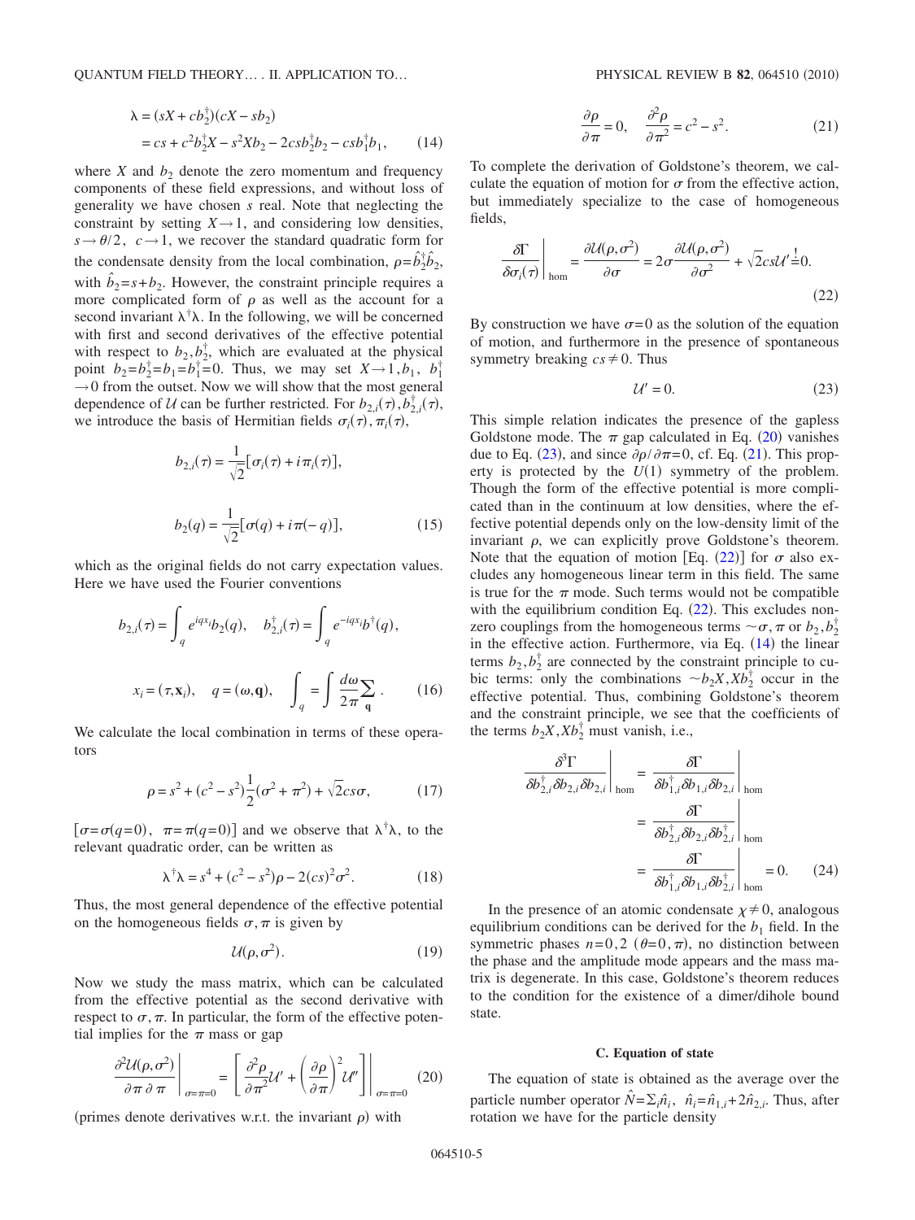$$\lambda = (sX + cb_2^\dagger)(cX - sb_2)$$
$$= cs + c^2 b_2^\dagger X - s^2 X b_2 - 2csb_2^\dagger b_2 - csb_1^\dagger b_1, \qquad (14)$$

where $X$ and $b_2$ denote the zero momentum and frequency components of these field expressions, and without loss of generality we have chosen $s$ real. Note that neglecting the constraint by setting $X \to 1$, and considering low densities, $s \to \theta/2$, $c \to 1$, we recover the standard quadratic form for the condensate density from the local combination, $\rho = \hat{b}_2^\dagger \hat{b}_2$, with $\hat{b}_2 = s + b_2$. However, the constraint principle requires a more complicated form of $\rho$ as well as the account for a second invariant $\lambda^\dagger \lambda$. In the following, we will be concerned with first and second derivatives of the effective potential with respect to $b_2, b_2^\dagger$, which are evaluated at the physical point $b_2 = b_2^\dagger = b_1 = b_1^\dagger = 0$. Thus, we may set $X \to 1, b_1, b_1^\dagger \to 0$ from the outset. Now we will show that the most general dependence of $\mathcal{U}$ can be further restricted. For $b_{2,i}(\tau), b_{2,i}^\dagger(\tau)$, we introduce the basis of Hermitian fields $\sigma_i(\tau), \pi_i(\tau)$,

$$b_{2,i}(\tau) = \frac{1}{\sqrt{2}}[\sigma_i(\tau) + i\pi_i(\tau)],$$

$$b_2(q) = \frac{1}{\sqrt{2}}[\sigma(q) + i\pi(-q)], \qquad (15)$$

which as the original fields do not carry expectation values. Here we have used the Fourier conventions

$$b_{2,i}(\tau) = \int_q e^{iqx_i} b_2(q), \quad b_{2,i}^\dagger(\tau) = \int_q e^{-iqx_i} b^\dagger(q),$$

$$x_i = (\tau, \mathbf{x}_i), \quad q = (\omega, \mathbf{q}), \quad \int_q = \int \frac{d\omega}{2\pi} \sum_{\mathbf{q}}. \qquad (16)$$

We calculate the local combination in terms of these operators

$$\rho = s^2 + (c^2 - s^2)\frac{1}{2}(\sigma^2 + \pi^2) + \sqrt{2}cs\sigma, \qquad (17)$$

$[\sigma = \sigma(q=0), \ \pi = \pi(q=0)]$ and we observe that $\lambda^\dagger \lambda$, to the relevant quadratic order, can be written as

$$\lambda^\dagger \lambda = s^4 + (c^2 - s^2)\rho - 2(cs)^2 \sigma^2. \qquad (18)$$

Thus, the most general dependence of the effective potential on the homogeneous fields $\sigma, \pi$ is given by

$$\mathcal{U}(\rho, \sigma^2). \qquad (19)$$

Now we study the mass matrix, which can be calculated from the effective potential as the second derivative with respect to $\sigma, \pi$. In particular, the form of the effective potential implies for the $\pi$ mass or gap

$$\left.\frac{\partial^2 \mathcal{U}(\rho, \sigma^2)}{\partial \pi \, \partial \pi}\right|_{\sigma=\pi=0} = \left.\left[\frac{\partial^2 \rho}{\partial \pi^2}\mathcal{U}' + \left(\frac{\partial \rho}{\partial \pi}\right)^2 \mathcal{U}''\right]\right|_{\sigma=\pi=0} \qquad (20)$$

(primes denote derivatives w.r.t. the invariant $\rho$) with

$$\frac{\partial \rho}{\partial \pi} = 0, \quad \frac{\partial^2 \rho}{\partial \pi^2} = c^2 - s^2. \qquad (21)$$

To complete the derivation of Goldstone's theorem, we calculate the equation of motion for $\sigma$ from the effective action, but immediately specialize to the case of homogeneous fields,

$$\left.\frac{\delta \Gamma}{\delta \sigma_i(\tau)}\right|_{\text{hom}} = \frac{\partial \mathcal{U}(\rho, \sigma^2)}{\partial \sigma} = 2\sigma \frac{\partial \mathcal{U}(\rho, \sigma^2)}{\partial \sigma^2} + \sqrt{2}cs\mathcal{U}' \stackrel{!}{=} 0. \qquad (22)$$

By construction we have $\sigma = 0$ as the solution of the equation of motion, and furthermore in the presence of spontaneous symmetry breaking $cs \neq 0$. Thus

$$\mathcal{U}' = 0. \qquad (23)$$

This simple relation indicates the presence of the gapless Goldstone mode. The $\pi$ gap calculated in Eq. (20) vanishes due to Eq. (23), and since $\partial \rho / \partial \pi = 0$, cf. Eq. (21). This property is protected by the $U(1)$ symmetry of the problem. Though the form of the effective potential is more complicated than in the continuum at low densities, where the effective potential depends only on the low-density limit of the invariant $\rho$, we can explicitly prove Goldstone's theorem. Note that the equation of motion [Eq. (22)] for $\sigma$ also excludes any homogeneous linear term in this field. The same is true for the $\pi$ mode. Such terms would not be compatible with the equilibrium condition Eq. (22). This excludes nonzero couplings from the homogeneous terms $\sim \sigma, \pi$ or $b_2, b_2^\dagger$ in the effective action. Furthermore, via Eq. (14) the linear terms $b_2, b_2^\dagger$ are connected by the constraint principle to cubic terms: only the combinations $\sim b_2 X, X b_2^\dagger$ occur in the effective potential. Thus, combining Goldstone's theorem and the constraint principle, we see that the coefficients of the terms $b_2 X, X b_2^\dagger$ must vanish, i.e.,

$$\left.\frac{\delta^3 \Gamma}{\delta b_{2,i}^\dagger \delta b_{2,i} \delta b_{2,i}}\right|_{\text{hom}} = \left.\frac{\delta \Gamma}{\delta b_{1,i}^\dagger \delta b_{1,i} \delta b_{2,i}}\right|_{\text{hom}}$$
$$= \left.\frac{\delta \Gamma}{\delta b_{2,i}^\dagger \delta b_{2,i} \delta b_{2,i}^\dagger}\right|_{\text{hom}}$$
$$= \left.\frac{\delta \Gamma}{\delta b_{1,i}^\dagger \delta b_{1,i} \delta b_{2,i}^\dagger}\right|_{\text{hom}} = 0. \qquad (24)$$

In the presence of an atomic condensate $\chi \neq 0$, analogous equilibrium conditions can be derived for the $b_1$ field. In the symmetric phases $n = 0, 2$ ($\theta = 0, \pi$), no distinction between the phase and the amplitude mode appears and the mass matrix is degenerate. In this case, Goldstone's theorem reduces to the condition for the existence of a dimer/dihole bound state.

### C. Equation of state

The equation of state is obtained as the average over the particle number operator $\hat{N} = \Sigma_i \hat{n}_i, \ \hat{n}_i = \hat{n}_{1,i} + 2\hat{n}_{2,i}$. Thus, after rotation we have for the particle density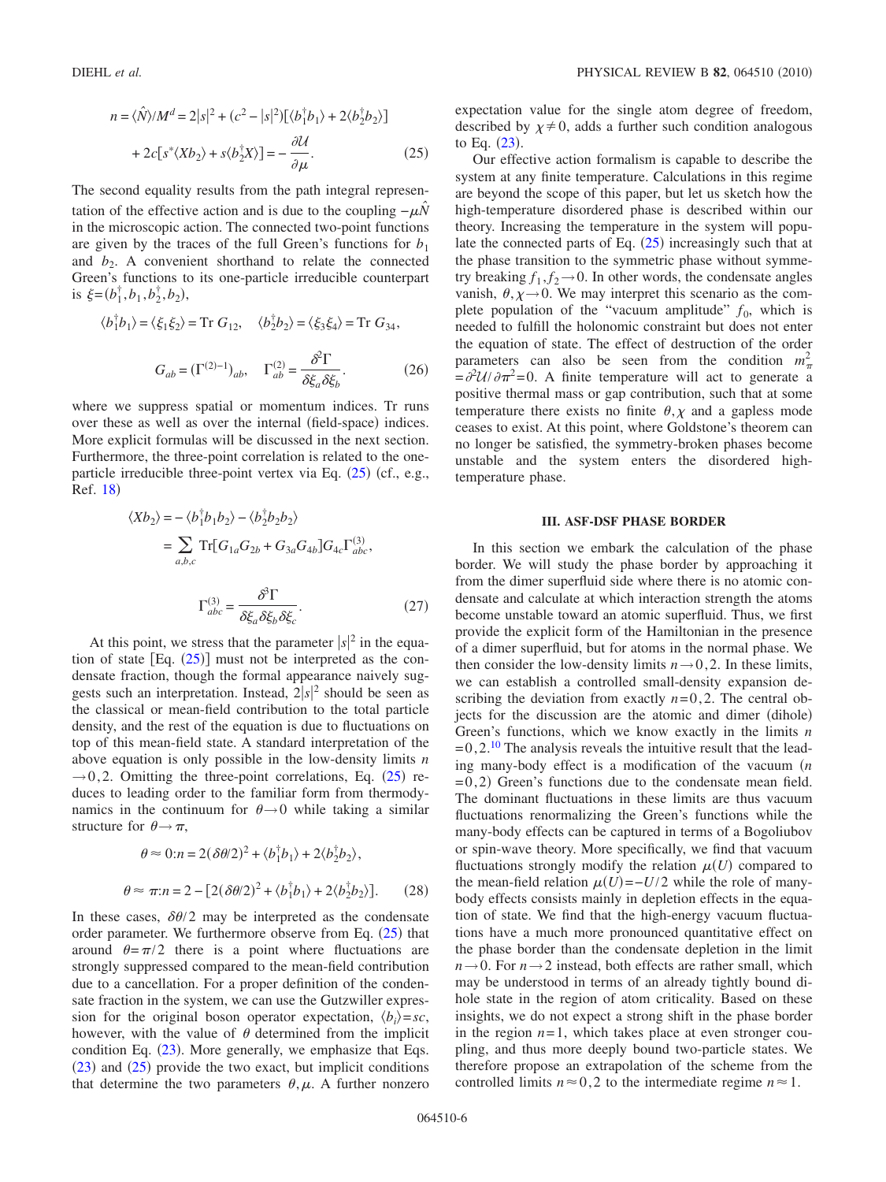$$n = \langle \hat{N} \rangle / M^d = 2|s|^2 + (c^2 - |s|^2)[\langle b_1^\dagger b_1 \rangle + 2\langle b_2^\dagger b_2 \rangle] + 2c[s^* \langle X b_2 \rangle + s \langle b_2^\dagger X \rangle] = -\frac{\partial \mathcal{U}}{\partial \mu}. \quad (25)$$

The second equality results from the path integral representation of the effective action and is due to the coupling $-\mu \hat{N}$ in the microscopic action. The connected two-point functions are given by the traces of the full Green's functions for $b_1$ and $b_2$. A convenient shorthand to relate the connected Green's functions to its one-particle irreducible counterpart is $\xi = (b_1^\dagger, b_1, b_2^\dagger, b_2)$,

$$\langle b_1^\dagger b_1 \rangle = \langle \xi_1 \xi_2 \rangle = \text{Tr } G_{12}, \quad \langle b_2^\dagger b_2 \rangle = \langle \xi_3 \xi_4 \rangle = \text{Tr } G_{34},$$

$$G_{ab} = (\Gamma^{(2)-1})_{ab}, \quad \Gamma^{(2)}_{ab} = \frac{\delta^2 \Gamma}{\delta \xi_a \delta \xi_b}. \quad (26)$$

where we suppress spatial or momentum indices. Tr runs over these as well as over the internal (field-space) indices. More explicit formulas will be discussed in the next section. Furthermore, the three-point correlation is related to the one-particle irreducible three-point vertex via Eq. (25) (cf., e.g., Ref. 18)

$$\langle X b_2 \rangle = -\langle b_1^\dagger b_1 b_2 \rangle - \langle b_2^\dagger b_2 b_2 \rangle = \sum_{a,b,c} \text{Tr}[G_{1a} G_{2b} + G_{3a} G_{4b}] G_{4c} \Gamma^{(3)}_{abc},$$

$$\Gamma^{(3)}_{abc} = \frac{\delta^3 \Gamma}{\delta \xi_a \delta \xi_b \delta \xi_c}. \quad (27)$$

At this point, we stress that the parameter $|s|^2$ in the equation of state [Eq. (25)] must not be interpreted as the condensate fraction, though the formal appearance naively suggests such an interpretation. Instead, $2|s|^2$ should be seen as the classical or mean-field contribution to the total particle density, and the rest of the equation is due to fluctuations on top of this mean-field state. A standard interpretation of the above equation is only possible in the low-density limits $n \to 0, 2$. Omitting the three-point correlations, Eq. (25) reduces to leading order to the familiar form from thermodynamics in the continuum for $\theta \to 0$ while taking a similar structure for $\theta \to \pi$,

$$\theta \approx 0: n = 2(\delta\theta/2)^2 + \langle b_1^\dagger b_1 \rangle + 2\langle b_2^\dagger b_2 \rangle,$$

$$\theta \approx \pi: n = 2 - [2(\delta\theta/2)^2 + \langle b_1^\dagger b_1 \rangle + 2\langle b_2^\dagger b_2 \rangle]. \quad (28)$$

In these cases, $\delta\theta/2$ may be interpreted as the condensate order parameter. We furthermore observe from Eq. (25) that around $\theta = \pi/2$ there is a point where fluctuations are strongly suppressed compared to the mean-field contribution due to a cancellation. For a proper definition of the condensate fraction in the system, we can use the Gutzwiller expression for the original boson operator expectation, $\langle b_i \rangle = sc$, however, with the value of $\theta$ determined from the implicit condition Eq. (23). More generally, we emphasize that Eqs. (23) and (25) provide the two exact, but implicit conditions that determine the two parameters $\theta, \mu$. A further nonzero expectation value for the single atom degree of freedom, described by $\chi \neq 0$, adds a further such condition analogous to Eq. (23).

Our effective action formalism is capable to describe the system at any finite temperature. Calculations in this regime are beyond the scope of this paper, but let us sketch how the high-temperature disordered phase is described within our theory. Increasing the temperature in the system will populate the connected parts of Eq. (25) increasingly such that at the phase transition to the symmetric phase without symmetry breaking $f_1, f_2 \to 0$. In other words, the condensate angles vanish, $\theta, \chi \to 0$. We may interpret this scenario as the complete population of the "vacuum amplitude" $f_0$, which is needed to fulfill the holonomic constraint but does not enter the equation of state. The effect of destruction of the order parameters can also be seen from the condition $m_\pi^2 = \partial^2 \mathcal{U} / \partial \pi^2 = 0$. A finite temperature will act to generate a positive thermal mass or gap contribution, such that at some temperature there exists no finite $\theta, \chi$ and a gapless mode ceases to exist. At this point, where Goldstone's theorem can no longer be satisfied, the symmetry-broken phases become unstable and the system enters the disordered high-temperature phase.

## III. ASF-DSF PHASE BORDER

In this section we embark the calculation of the phase border. We will study the phase border by approaching it from the dimer superfluid side where there is no atomic condensate and calculate at which interaction strength the atoms become unstable toward an atomic superfluid. Thus, we first provide the explicit form of the Hamiltonian in the presence of a dimer superfluid, but for atoms in the normal phase. We then consider the low-density limits $n \to 0, 2$. In these limits, we can establish a controlled small-density expansion describing the deviation from exactly $n = 0, 2$. The central objects for the discussion are the atomic and dimer (dihole) Green's functions, which we know exactly in the limits $n = 0, 2$.[10] The analysis reveals the intuitive result that the leading many-body effect is a modification of the vacuum ($n = 0, 2$) Green's functions due to the condensate mean field. The dominant fluctuations in these limits are thus vacuum fluctuations renormalizing the Green's functions while the many-body effects can be captured in terms of a Bogoliubov or spin-wave theory. More specifically, we find that vacuum fluctuations strongly modify the relation $\mu(U)$ compared to the mean-field relation $\mu(U) = -U/2$ while the role of many-body effects consists mainly in depletion effects in the equation of state. We find that the high-energy vacuum fluctuations have a much more pronounced quantitative effect on the phase border than the condensate depletion in the limit $n \to 0$. For $n \to 2$ instead, both effects are rather small, which may be understood in terms of an already tightly bound dihole state in the region of atom criticality. Based on these insights, we do not expect a strong shift in the phase border in the region $n = 1$, which takes place at even stronger coupling, and thus more deeply bound two-particle states. We therefore propose an extrapolation of the scheme from the controlled limits $n \approx 0, 2$ to the intermediate regime $n \approx 1$.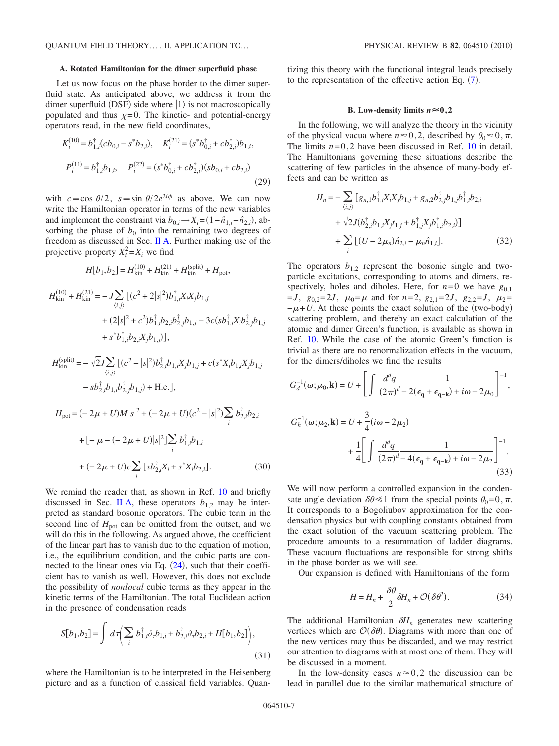### A. Rotated Hamiltonian for the dimer superfluid phase

Let us now focus on the phase border to the dimer superfluid state. As anticipated above, we address it from the dimer superfluid (DSF) side where $|1\rangle$ is not macroscopically populated and thus $\chi=0$. The kinetic- and potential-energy operators read, in the new field coordinates,

$$
\begin{aligned}
K_i^{(10)} &= b_{1,i}^\dagger (c b_{0,i} - s^* b_{2,i}), \quad K_i^{(21)} = (s^* b_{0,i}^\dagger + c b_{2,i}^\dagger) b_{1,i},\\
P_i^{(11)} &= b_{1,i}^\dagger b_{1,i}, \quad P_i^{(22)} = (s^* b_{0,i}^\dagger + c b_{2,i}^\dagger)(s b_{0,i} + c b_{2,i})
\end{aligned}
\tag{29}
$$

with $c \equiv \cos\theta/2$, $s \equiv \sin\theta/2 e^{2i\phi}$ as above. We can now write the Hamiltonian operator in terms of the new variables and implement the constraint via $b_{0,i} \to X_i = (1-\hat{n}_{1,i} - \hat{n}_{2,i})$, absorbing the phase of $b_0$ into the remaining two degrees of freedom as discussed in Sec. II A. Further making use of the projective property $X_i^2 = X_i$ we find

$$
H[b_1,b_2] = H_{\text{kin}}^{(10)} + H_{\text{kin}}^{(21)} + H_{\text{kin}}^{(\text{split})} + H_{\text{pot}},
$$

$$
\begin{aligned}
H_{\text{kin}}^{(10)} + H_{\text{kin}}^{(21)} = -J \sum_{\langle i,j\rangle} [&(c^2 + 2|s|^2) b_{1,i}^\dagger X_i X_j b_{1,j}\\
&+ (2|s|^2 + c^2) b_{1,i}^\dagger b_{2,i} b_{2,j}^\dagger b_{1,j} - 3c(s b_{1,i}^\dagger X_i b_{2,j}^\dagger b_{1,j}\\
&+ s^* b_{1,i}^\dagger b_{2,i} X_j b_{1,j})],
\end{aligned}
$$

$$
\begin{aligned}
H_{\text{kin}}^{(\text{split})} = -\sqrt{2}J \sum_{\langle i,j\rangle} [&(c^2 - |s|^2) b_{2,i}^\dagger b_{1,i} X_j b_{1,j} + c(s^* X_i b_{1,i} X_j b_{1,j}\\
&- s b_{2,i}^\dagger b_{1,i} b_{2,j}^\dagger b_{1,j}) + \text{H.c.}],
\end{aligned}
$$

$$
\begin{aligned}
H_{\text{pot}} = (-2\mu + U) M |s|^2 &+ (-2\mu + U)(c^2 - |s|^2) \sum_i b_{2,i}^\dagger b_{2,i}\\
&+ [-\mu - (-2\mu + U)|s|^2] \sum_i b_{1,i}^\dagger b_{1,i}\\
&+ (-2\mu + U) c \sum_i [s b_{2,i}^\dagger X_i + s^* X_i b_{2,i}].
\end{aligned}
\tag{30}
$$

We remind the reader that, as shown in Ref. 10 and briefly discussed in Sec. II A, these operators $b_{1,2}$ may be interpreted as standard bosonic operators. The cubic term in the second line of $H_{\text{pot}}$ can be omitted from the outset, and we will do this in the following. As argued above, the coefficient of the linear part has to vanish due to the equation of motion, i.e., the equilibrium condition, and the cubic parts are connected to the linear ones via Eq. (24), such that their coefficient has to vanish as well. However, this does not exclude the possibility of *nonlocal* cubic terms as they appear in the kinetic terms of the Hamiltonian. The total Euclidean action in the presence of condensation reads

$$
S[b_1,b_2] = \int d\tau \left( \sum_i b_{1,i}^\dagger \partial_\tau b_{1,i} + b_{2,i}^\dagger \partial_\tau b_{2,i} + H[b_1,b_2] \right),
\tag{31}
$$

where the Hamiltonian is to be interpreted in the Heisenberg picture and as a function of classical field variables. Quantizing this theory with the functional integral leads precisely to the representation of the effective action Eq. (7).

### B. Low-density limits $n \approx 0, 2$

In the following, we will analyze the theory in the vicinity of the physical vacua where $n \approx 0, 2$, described by $\theta_0 \approx 0, \pi$. The limits $n = 0, 2$ have been discussed in Ref. 10 in detail. The Hamiltonians governing these situations describe the scattering of few particles in the absence of many-body effects and can be written as

$$
\begin{aligned}
H_n = -\sum_{\langle i,j\rangle} [&g_{n,1} b_{1,i}^\dagger X_i X_j b_{1,j} + g_{n,2} b_{2,j}^\dagger b_{1,j} b_{1,i}^\dagger b_{2,i}\\
&+ \sqrt{2}J (b_{2,i}^\dagger b_{1,i} X_j t_{1,j} + b_{1,j}^\dagger X_j b_{1,i}^\dagger b_{2,i})]\\
&+ \sum_i [(U - 2\mu_n)\hat{n}_{2,i} - \mu_n \hat{n}_{1,i}].
\end{aligned}
\tag{32}
$$

The operators $b_{1,2}$ represent the bosonic single and two-particle excitations, corresponding to atoms and dimers, respectively, holes and diholes. Here, for $n=0$ we have $g_{0,1} = J$, $g_{0,2} = 2J$, $\mu_0 = \mu$ and for $n=2$, $g_{2,1} = 2J$, $g_{2,2} = J$, $\mu_2 = -\mu + U$. At these points the exact solution of the (two-body) scattering problem, and thereby an exact calculation of the atomic and dimer Green's function, is available as shown in Ref. 10. While the case of the atomic Green's function is trivial as there are no renormalization effects in the vacuum, for the dimers/diholes we find the results

$$
G_d^{-1}(\omega;\mu_0,\mathbf{k}) = U + \left[ \int \frac{d^d q}{(2\pi)^d} \frac{1}{-2(\epsilon_{\mathbf{q}} + \epsilon_{\mathbf{q}-\mathbf{k}}) + i\omega - 2\mu_0} \right]^{-1},
$$

$$
\begin{aligned}
G_h^{-1}(\omega;\mu_2,\mathbf{k}) = U &+ \frac{3}{4}(i\omega - 2\mu_2)\\
&+ \frac{1}{4}\left[ \int \frac{d^d q}{(2\pi)^d} \frac{1}{-4(\epsilon_{\mathbf{q}} + \epsilon_{\mathbf{q}-\mathbf{k}}) + i\omega - 2\mu_2} \right]^{-1}.
\end{aligned}
\tag{33}
$$

We will now perform a controlled expansion in the condensate angle deviation $\delta\theta \ll 1$ from the special points $\theta_0 = 0, \pi$. It corresponds to a Bogoliubov approximation for the condensation physics but with coupling constants obtained from the exact solution of the vacuum scattering problem. The procedure amounts to a resummation of ladder diagrams. These vacuum fluctuations are responsible for strong shifts in the phase border as we will see.

Our expansion is defined with Hamiltonians of the form

$$
H = H_n + \frac{\delta\theta}{2} \delta H_n + \mathcal{O}(\delta\theta^2).
\tag{34}
$$

The additional Hamiltonian $\delta H_n$ generates new scattering vertices which are $\mathcal{O}(\delta\theta)$. Diagrams with more than one of the new vertices may thus be discarded, and we may restrict our attention to diagrams with at most one of them. They will be discussed in a moment.

In the low-density cases $n \approx 0, 2$ the discussion can be lead in parallel due to the similar mathematical structure of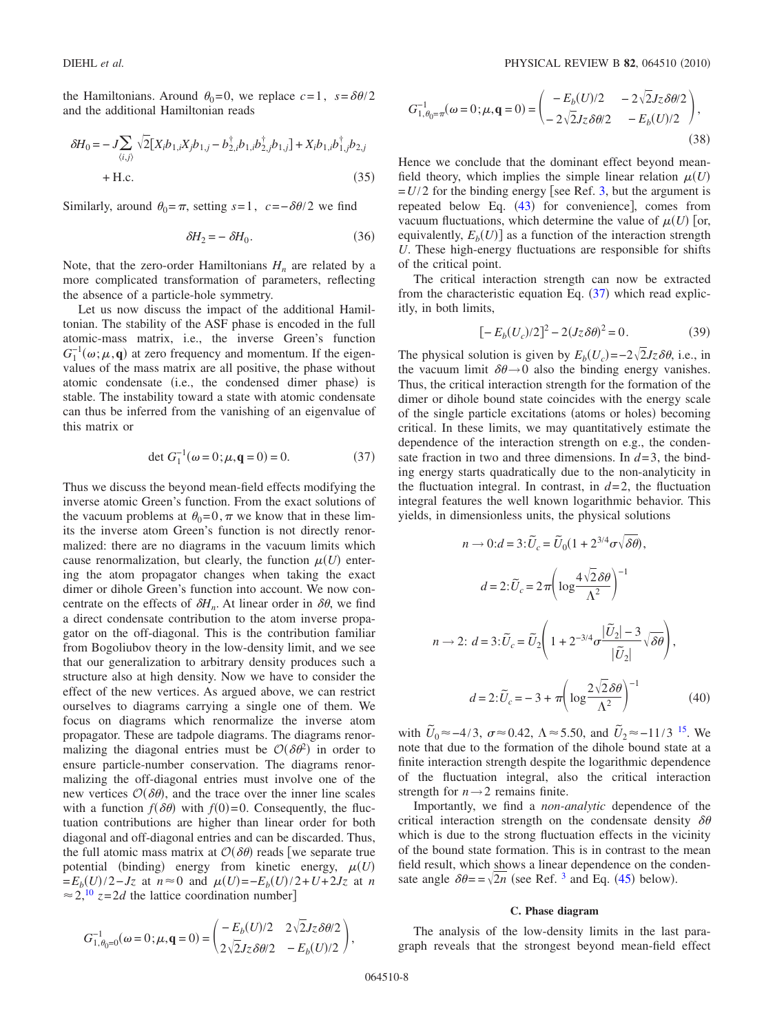the Hamiltonians. Around $\theta_0=0$, we replace $c=1$, $s=\delta\theta/2$ and the additional Hamiltonian reads

$$\delta H_0 = -J\sum_{\langle i,j\rangle}\sqrt{2}[X_i b_{1,i} X_j b_{1,j} - b^\dagger_{2,i} b_{1,i} b^\dagger_{2,j} b_{1,j}] + X_i b_{1,i} b^\dagger_{1,j} b_{2,j} + \text{H.c.} \tag{35}$$

Similarly, around $\theta_0=\pi$, setting $s=1$, $c=-\delta\theta/2$ we find

$$\delta H_2 = -\delta H_0. \tag{36}$$

Note, that the zero-order Hamiltonians $H_n$ are related by a more complicated transformation of parameters, reflecting the absence of a particle-hole symmetry.

Let us now discuss the impact of the additional Hamiltonian. The stability of the ASF phase is encoded in the full atomic-mass matrix, i.e., the inverse Green's function $G_1^{-1}(\omega;\mu,\mathbf{q})$ at zero frequency and momentum. If the eigenvalues of the mass matrix are all positive, the phase without atomic condensate (i.e., the condensed dimer phase) is stable. The instability toward a state with atomic condensate can thus be inferred from the vanishing of an eigenvalue of this matrix or

$$\det G_1^{-1}(\omega=0;\mu,\mathbf{q}=0)=0. \tag{37}$$

Thus we discuss the beyond mean-field effects modifying the inverse atomic Green's function. From the exact solutions of the vacuum problems at $\theta_0=0,\pi$ we know that in these limits the inverse atom Green's function is not directly renormalized: there are no diagrams in the vacuum limits which cause renormalization, but clearly, the function $\mu(U)$ entering the atom propagator changes when taking the exact dimer or dihole Green's function into account. We now concentrate on the effects of $\delta H_n$. At linear order in $\delta\theta$, we find a direct condensate contribution to the atom inverse propagator on the off-diagonal. This is the contribution familiar from Bogoliubov theory in the low-density limit, and we see that our generalization to arbitrary density produces such a structure also at high density. Now we have to consider the effect of the new vertices. As argued above, we can restrict ourselves to diagrams carrying a single one of them. We focus on diagrams which renormalize the inverse atom propagator. These are tadpole diagrams. The diagrams renormalizing the diagonal entries must be $\mathcal{O}(\delta\theta^2)$ in order to ensure particle-number conservation. The diagrams renormalizing the off-diagonal entries must involve one of the new vertices $\mathcal{O}(\delta\theta)$, and the trace over the inner line scales with a function $f(\delta\theta)$ with $f(0)=0$. Consequently, the fluctuation contributions are higher than linear order for both diagonal and off-diagonal entries and can be discarded. Thus, the full atomic mass matrix at $\mathcal{O}(\delta\theta)$ reads [we separate true potential (binding) energy from kinetic energy, $\mu(U)=E_b(U)/2-Jz$ at $n\approx 0$ and $\mu(U)=-E_b(U)/2+U+2Jz$ at $n\approx 2$,[10] $z=2d$ the lattice coordination number]

$$G^{-1}_{1,\theta_0=0}(\omega=0;\mu,\mathbf{q}=0)=\begin{pmatrix}-E_b(U)/2 & 2\sqrt{2}Jz\delta\theta/2\\ 2\sqrt{2}Jz\delta\theta/2 & -E_b(U)/2\end{pmatrix},$$

$$G^{-1}_{1,\theta_0=\pi}(\omega=0;\mu,\mathbf{q}=0)=\begin{pmatrix}-E_b(U)/2 & -2\sqrt{2}Jz\delta\theta/2\\ -2\sqrt{2}Jz\delta\theta/2 & -E_b(U)/2\end{pmatrix}, \tag{38}$$

Hence we conclude that the dominant effect beyond mean-field theory, which implies the simple linear relation $\mu(U)=U/2$ for the binding energy [see Ref. 3, but the argument is repeated below Eq. (43) for convenience], comes from vacuum fluctuations, which determine the value of $\mu(U)$ [or, equivalently, $E_b(U)$] as a function of the interaction strength $U$. These high-energy fluctuations are responsible for shifts of the critical point.

The critical interaction strength can now be extracted from the characteristic equation Eq. (37) which read explicitly, in both limits,

$$[-E_b(U_c)/2]^2 - 2(Jz\delta\theta)^2 = 0. \tag{39}$$

The physical solution is given by $E_b(U_c)=-2\sqrt{2}Jz\delta\theta$, i.e., in the vacuum limit $\delta\theta\to 0$ also the binding energy vanishes. Thus, the critical interaction strength for the formation of the dimer or dihole bound state coincides with the energy scale of the single particle excitations (atoms or holes) becoming critical. In these limits, we may quantitatively estimate the dependence of the interaction strength on e.g., the condensate fraction in two and three dimensions. In $d=3$, the binding energy starts quadratically due to the non-analyticity in the fluctuation integral. In contrast, in $d=2$, the fluctuation integral features the well known logarithmic behavior. This yields, in dimensionless units, the physical solutions

$$n\to 0{:}\, d=3{:}\, \tilde{U}_c=\tilde{U}_0(1+2^{3/4}\sigma\sqrt{\delta\theta}),$$

$$d=2{:}\, \tilde{U}_c = 2\pi\left(\log\frac{4\sqrt{2}\delta\theta}{\Lambda^2}\right)^{-1}$$

$$n\to 2{:}\ d=3{:}\, \tilde{U}_c=\tilde{U}_2\left(1+2^{-3/4}\sigma\frac{|\tilde{U}_2|-3}{|\tilde{U}_2|}\sqrt{\delta\theta}\right),$$

$$d=2{:}\, \tilde{U}_c=-3+\pi\left(\log\frac{2\sqrt{2}\delta\theta}{\Lambda^2}\right)^{-1} \tag{40}$$

with $\tilde{U}_0\approx -4/3$, $\sigma\approx 0.42$, $\Lambda\approx 5.50$, and $\tilde{U}_2\approx -11/3$ [15]. We note that due to the formation of the dihole bound state at a finite interaction strength despite the logarithmic dependence of the fluctuation integral, also the critical interaction strength for $n\to 2$ remains finite.

Importantly, we find a *non-analytic* dependence of the critical interaction strength on the condensate density $\delta\theta$ which is due to the strong fluctuation effects in the vicinity of the bound state formation. This is in contrast to the mean field result, which shows a linear dependence on the condensate angle $\delta\theta==\sqrt{2n}$ (see Ref. [3] and Eq. (45) below).

### C. Phase diagram

The analysis of the low-density limits in the last paragraph reveals that the strongest beyond mean-field effect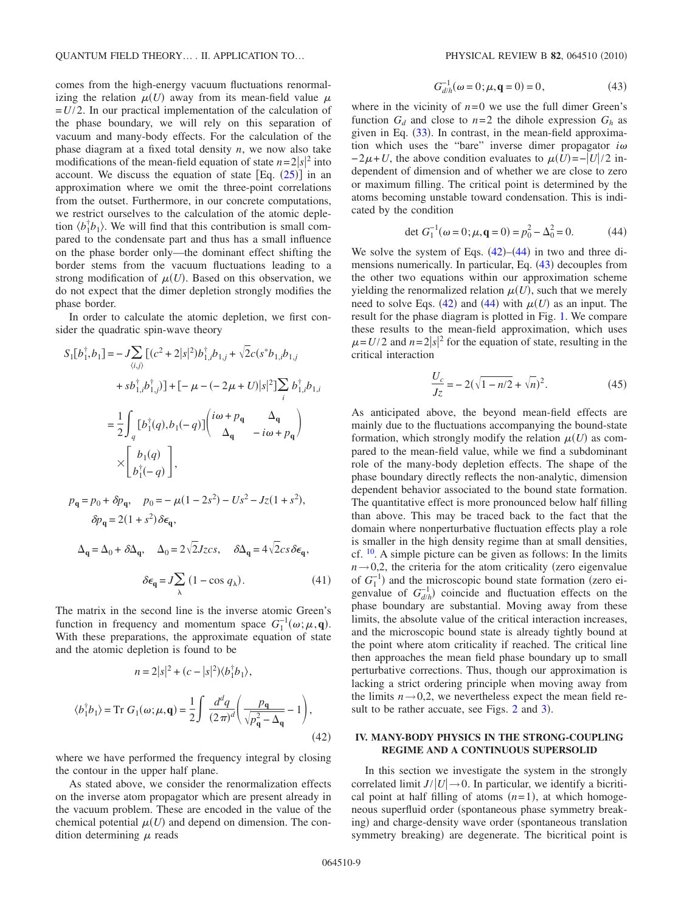comes from the high-energy vacuum fluctuations renormalizing the relation $\mu(U)$ away from its mean-field value $\mu = U/2$. In our practical implementation of the calculation of the phase boundary, we will rely on this separation of vacuum and many-body effects. For the calculation of the phase diagram at a fixed total density $n$, we now also take modifications of the mean-field equation of state $n=2|s|^2$ into account. We discuss the equation of state [Eq. (25)] in an approximation where we omit the three-point correlations from the outset. Furthermore, in our concrete computations, we restrict ourselves to the calculation of the atomic depletion $\langle b_1^\dagger b_1\rangle$. We will find that this contribution is small compared to the condensate part and thus has a small influence on the phase border only—the dominant effect shifting the border stems from the vacuum fluctuations leading to a strong modification of $\mu(U)$. Based on this observation, we do not expect that the dimer depletion strongly modifies the phase border.

In order to calculate the atomic depletion, we first consider the quadratic spin-wave theory

$$
\begin{aligned}
S_1[b_1^\dagger, b_1] &= -J\sum_{\langle i,j\rangle} [(c^2+2|s|^2)b_{1,i}^\dagger b_{1,j} + \sqrt{2}c(s^* b_{1,i} b_{1,j} \\
&\quad + s b_{1,i}^\dagger b_{1,j}^\dagger)] + [-\mu - (-2\mu + U)|s|^2]\sum_i b_{1,i}^\dagger b_{1,i} \\
&= \frac{1}{2}\int_q [b_1^\dagger(q), b_1(-q)]\begin{pmatrix} i\omega + p_{\mathbf{q}} & \Delta_{\mathbf{q}} \\ \Delta_{\mathbf{q}} & -i\omega + p_{\mathbf{q}} \end{pmatrix} \\
&\quad \times \begin{bmatrix} b_1(q) \\ b_1^\dagger(-q) \end{bmatrix},
\end{aligned}
$$

$$
\begin{aligned}
p_{\mathbf{q}} &= p_0 + \delta p_{\mathbf{q}}, \quad p_0 = -\mu(1-2s^2) - Us^2 - Jz(1+s^2), \\
\delta p_{\mathbf{q}} &= 2(1+s^2)\delta\epsilon_{\mathbf{q}}, \\
\Delta_{\mathbf{q}} &= \Delta_0 + \delta\Delta_{\mathbf{q}}, \quad \Delta_0 = 2\sqrt{2}Jzcs, \quad \delta\Delta_{\mathbf{q}} = 4\sqrt{2}cs\,\delta\epsilon_{\mathbf{q}}, \\
\delta\epsilon_{\mathbf{q}} &= J\sum_\lambda (1-\cos q_\lambda). \qquad (41)
\end{aligned}
$$

The matrix in the second line is the inverse atomic Green's function in frequency and momentum space $G_1^{-1}(\omega;\mu,\mathbf{q})$. With these preparations, the approximate equation of state and the atomic depletion is found to be

$$
\begin{aligned}
n &= 2|s|^2 + (c - |s|^2)\langle b_1^\dagger b_1\rangle, \\
\langle b_1^\dagger b_1\rangle &= \mathrm{Tr}\, G_1(\omega;\mu,\mathbf{q}) = \frac{1}{2}\int \frac{d^d q}{(2\pi)^d}\left(\frac{p_{\mathbf{q}}}{\sqrt{p_{\mathbf{q}}^2 - \Delta_{\mathbf{q}}}} - 1\right),
\end{aligned} \qquad (42)
$$

where we have performed the frequency integral by closing the contour in the upper half plane.

As stated above, we consider the renormalization effects on the inverse atom propagator which are present already in the vacuum problem. These are encoded in the value of the chemical potential $\mu(U)$ and depend on dimension. The condition determining $\mu$ reads

$$
G_{d/h}^{-1}(\omega=0;\mu,\mathbf{q}=0) = 0, \qquad (43)
$$

where in the vicinity of $n=0$ we use the full dimer Green's function $G_d$ and close to $n=2$ the dihole expression $G_h$ as given in Eq. (33). In contrast, in the mean-field approximation which uses the "bare" inverse dimer propagator $i\omega - 2\mu + U$, the above condition evaluates to $\mu(U) = -|U|/2$ independent of dimension and of whether we are close to zero or maximum filling. The critical point is determined by the atoms becoming unstable toward condensation. This is indicated by the condition

$$
\det G_1^{-1}(\omega=0;\mu,\mathbf{q}=0) = p_0^2 - \Delta_0^2 = 0. \qquad (44)
$$

We solve the system of Eqs. (42)–(44) in two and three dimensions numerically. In particular, Eq. (43) decouples from the other two equations within our approximation scheme yielding the renormalized relation $\mu(U)$, such that we merely need to solve Eqs. (42) and (44) with $\mu(U)$ as an input. The result for the phase diagram is plotted in Fig. 1. We compare these results to the mean-field approximation, which uses $\mu = U/2$ and $n = 2|s|^2$ for the equation of state, resulting in the critical interaction

$$
\frac{U_c}{Jz} = -2(\sqrt{1-n/2} + \sqrt{n})^2. \qquad (45)
$$

As anticipated above, the beyond mean-field effects are mainly due to the fluctuations accompanying the bound-state formation, which strongly modify the relation $\mu(U)$ as compared to the mean-field value, while we find a subdominant role of the many-body depletion effects. The shape of the phase boundary directly reflects the non-analytic, dimension dependent behavior associated to the bound state formation. The quantitative effect is more pronounced below half filling than above. This may be traced back to the fact that the domain where nonperturbative fluctuation effects play a role is smaller in the high density regime than at small densities, cf. [10]. A simple picture can be given as follows: In the limits $n \to 0,2$, the criteria for the atom criticality (zero eigenvalue of $G_1^{-1}$) and the microscopic bound state formation (zero eigenvalue of $G_{d/h}^{-1}$) coincide and fluctuation effects on the phase boundary are substantial. Moving away from these limits, the absolute value of the critical interaction increases, and the microscopic bound state is already tightly bound at the point where atom criticality if reached. The critical line then approaches the mean field phase boundary up to small perturbative corrections. Thus, though our approximation is lacking a strict ordering principle when moving away from the limits $n \to 0,2$, we nevertheless expect the mean field result to be rather accuate, see Figs. 2 and 3).

## IV. MANY-BODY PHYSICS IN THE STRONG-COUPLING REGIME AND A CONTINUOUS SUPERSOLID

In this section we investigate the system in the strongly correlated limit $J/|U| \to 0$. In particular, we identify a bicritical point at half filling of atoms ($n=1$), at which homogeneous superfluid order (spontaneous phase symmetry breaking) and charge-density wave order (spontaneous translation symmetry breaking) are degenerate. The bicritical point is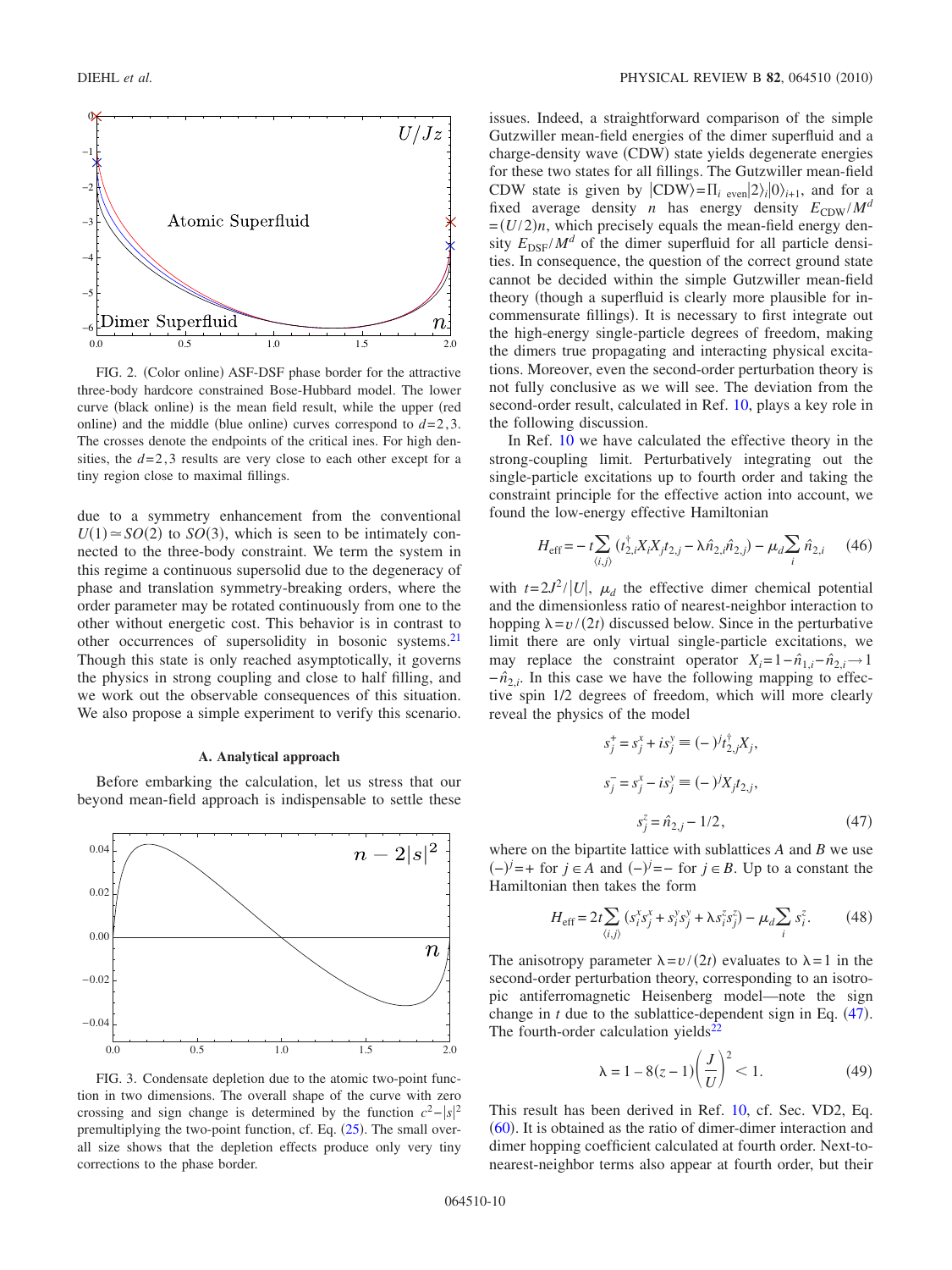FIG. 2. (Color online) ASF-DSF phase border for the attractive three-body hardcore constrained Bose-Hubbard model. The lower curve (black online) is the mean field result, while the upper (red online) and the middle (blue online) curves correspond to $d=2,3$. The crosses denote the endpoints of the critical ines. For high densities, the $d=2,3$ results are very close to each other except for a tiny region close to maximal fillings.

due to a symmetry enhancement from the conventional $U(1)\simeq SO(2)$ to $SO(3)$, which is seen to be intimately connected to the three-body constraint. We term the system in this regime a continuous supersolid due to the degeneracy of phase and translation symmetry-breaking orders, where the order parameter may be rotated continuously from one to the other without energetic cost. This behavior is in contrast to other occurrences of supersolidity in bosonic systems.[21] Though this state is only reached asymptotically, it governs the physics in strong coupling and close to half filling, and we work out the observable consequences of this situation. We also propose a simple experiment to verify this scenario.

### A. Analytical approach

Before embarking the calculation, let us stress that our beyond mean-field approach is indispensable to settle these issues. Indeed, a straightforward comparison of the simple Gutzwiller mean-field energies of the dimer superfluid and a charge-density wave (CDW) state yields degenerate energies for these two states for all fillings. The Gutzwiller mean-field CDW state is given by $|\mathrm{CDW}\rangle=\Pi_{i\text{ even}}|2\rangle_i|0\rangle_{i+1}$, and for a fixed average density $n$ has energy density $E_{\mathrm{CDW}}/M^d=(U/2)n$, which precisely equals the mean-field energy density $E_{\mathrm{DSF}}/M^d$ of the dimer superfluid for all particle densities. In consequence, the question of the correct ground state cannot be decided within the simple Gutzwiller mean-field theory (though a superfluid is clearly more plausible for incommensurate fillings). It is necessary to first integrate out the high-energy single-particle degrees of freedom, making the dimers true propagating and interacting physical excitations. Moreover, even the second-order perturbation theory is not fully conclusive as we will see. The deviation from the second-order result, calculated in Ref. 10, plays a key role in the following discussion.

FIG. 3. Condensate depletion due to the atomic two-point function in two dimensions. The overall shape of the curve with zero crossing and sign change is determined by the function $c^2-|s|^2$ premultiplying the two-point function, cf. Eq. (25). The small overall size shows that the depletion effects produce only very tiny corrections to the phase border.

In Ref. 10 we have calculated the effective theory in the strong-coupling limit. Perturbatively integrating out the single-particle excitations up to fourth order and taking the constraint principle for the effective action into account, we found the low-energy effective Hamiltonian

$$H_{\mathrm{eff}}=-t\sum_{\langle i,j\rangle}(t_{2,i}^{\dagger}X_iX_jt_{2,j}-\lambda\hat{n}_{2,i}\hat{n}_{2,j})-\mu_d\sum_i\hat{n}_{2,i} \tag{46}$$

with $t=2J^2/|U|$, $\mu_d$ the effective dimer chemical potential and the dimensionless ratio of nearest-neighbor interaction to hopping $\lambda=v/(2t)$ discussed below. Since in the perturbative limit there are only virtual single-particle excitations, we may replace the constraint operator $X_i=1-\hat{n}_{1,i}-\hat{n}_{2,i}\rightarrow 1-\hat{n}_{2,i}$. In this case we have the following mapping to effective spin 1/2 degrees of freedom, which will more clearly reveal the physics of the model

$$s_j^+=s_j^x+is_j^y\equiv(-)^jt_{2,j}^{\dagger}X_j,$$

$$s_j^-=s_j^x-is_j^y\equiv(-)^jX_jt_{2,j},$$

$$s_j^z=\hat{n}_{2,j}-1/2, \tag{47}$$

where on the bipartite lattice with sublattices $A$ and $B$ we use $(-)^j=+$ for $j\in A$ and $(-)^j=-$ for $j\in B$. Up to a constant the Hamiltonian then takes the form

$$H_{\mathrm{eff}}=2t\sum_{\langle i,j\rangle}(s_i^xs_j^x+s_i^ys_j^y+\lambda s_i^zs_j^z)-\mu_d\sum_i s_i^z. \tag{48}$$

The anisotropy parameter $\lambda=v/(2t)$ evaluates to $\lambda=1$ in the second-order perturbation theory, corresponding to an isotropic antiferromagnetic Heisenberg model—note the sign change in $t$ due to the sublattice-dependent sign in Eq. (47). The fourth-order calculation yields[22]

$$\lambda=1-8(z-1)\left(\frac{J}{U}\right)^2<1. \tag{49}$$

This result has been derived in Ref. 10, cf. Sec. VD2, Eq. (60). It is obtained as the ratio of dimer-dimer interaction and dimer hopping coefficient calculated at fourth order. Next-to-nearest-neighbor terms also appear at fourth order, but their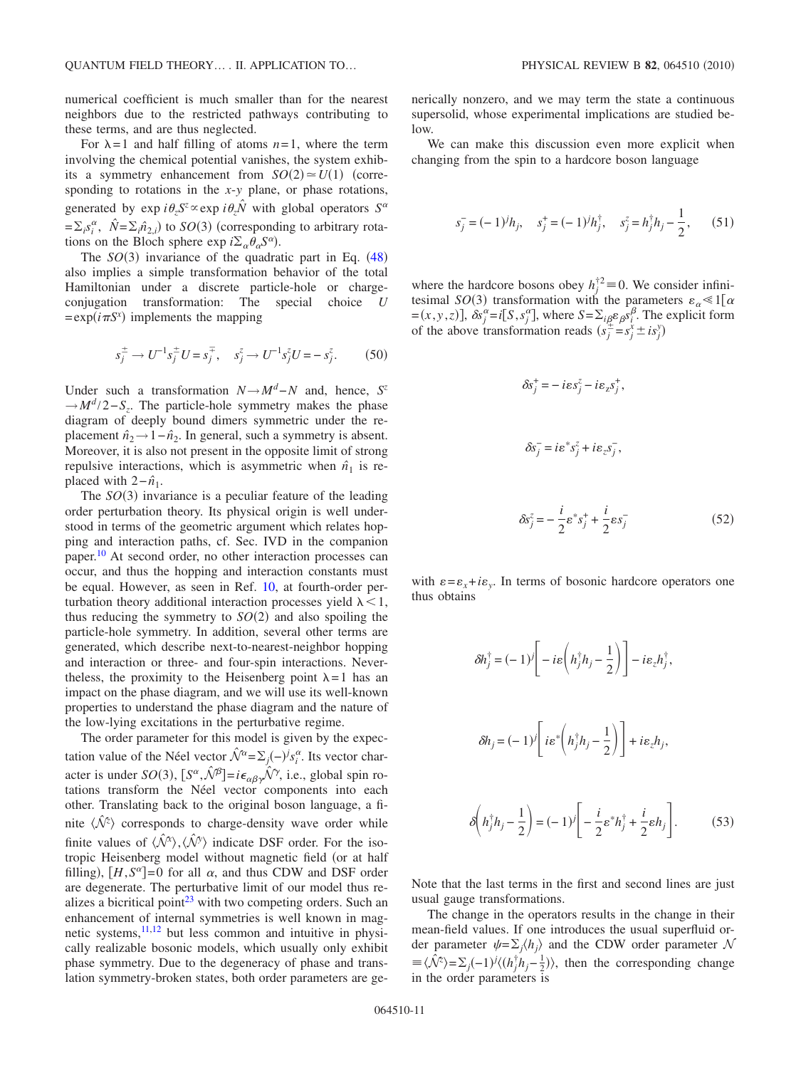numerical coefficient is much smaller than for the nearest neighbors due to the restricted pathways contributing to these terms, and are thus neglected.

For $\lambda=1$ and half filling of atoms $n=1$, where the term involving the chemical potential vanishes, the system exhibits a symmetry enhancement from $SO(2)\simeq U(1)$ (corresponding to rotations in the $x$-$y$ plane, or phase rotations, generated by $\exp i\theta_z S^z \propto \exp i\theta_z \hat{N}$ with global operators $S^\alpha = \Sigma_i s_i^\alpha$, $\hat{N}=\Sigma_i \hat{n}_{2,i}$) to $SO(3)$ (corresponding to arbitrary rotations on the Bloch sphere $\exp i\Sigma_\alpha \theta_\alpha S^\alpha$).

The $SO(3)$ invariance of the quadratic part in Eq. (48) also implies a simple transformation behavior of the total Hamiltonian under a discrete particle-hole or charge-conjugation transformation: The special choice $U = \exp(i\pi S^x)$ implements the mapping

$$s_j^\pm \to U^{-1} s_j^\pm U = s_j^\mp, \quad s_j^z \to U^{-1} s_j^z U = -s_j^z. \tag{50}$$

Under such a transformation $N \to M^d - N$ and, hence, $S^z \to M^d/2 - S_z$. The particle-hole symmetry makes the phase diagram of deeply bound dimers symmetric under the replacement $\hat{n}_2 \to 1-\hat{n}_2$. In general, such a symmetry is absent. Moreover, it is also not present in the opposite limit of strong repulsive interactions, which is asymmetric when $\hat{n}_1$ is replaced with $2-\hat{n}_1$.

The $SO(3)$ invariance is a peculiar feature of the leading order perturbation theory. Its physical origin is well understood in terms of the geometric argument which relates hopping and interaction paths, cf. Sec. IVD in the companion paper.[10] At second order, no other interaction processes can occur, and thus the hopping and interaction constants must be equal. However, as seen in Ref. 10, at fourth-order perturbation theory additional interaction processes yield $\lambda < 1$, thus reducing the symmetry to $SO(2)$ and also spoiling the particle-hole symmetry. In addition, several other terms are generated, which describe next-to-nearest-neighbor hopping and interaction or three- and four-spin interactions. Nevertheless, the proximity to the Heisenberg point $\lambda=1$ has an impact on the phase diagram, and we will use its well-known properties to understand the phase diagram and the nature of the low-lying excitations in the perturbative regime.

The order parameter for this model is given by the expectation value of the Néel vector $\hat{\mathcal{N}}^\alpha = \Sigma_j (-)^j s_i^\alpha$. Its vector character is under $SO(3)$, $[S^\alpha, \hat{\mathcal{N}}^\beta] = i\epsilon_{\alpha\beta\gamma}\hat{\mathcal{N}}^\gamma$, i.e., global spin rotations transform the Néel vector components into each other. Translating back to the original boson language, a finite $\langle \hat{\mathcal{N}}^z \rangle$ corresponds to charge-density wave order while finite values of $\langle \hat{\mathcal{N}}^x \rangle, \langle \hat{\mathcal{N}}^y \rangle$ indicate DSF order. For the isotropic Heisenberg model without magnetic field (or at half filling), $[H, S^\alpha]=0$ for all $\alpha$, and thus CDW and DSF order are degenerate. The perturbative limit of our model thus realizes a bicritical point[23] with two competing orders. Such an enhancement of internal symmetries is well known in magnetic systems,[11,12] but less common and intuitive in physically realizable bosonic models, which usually only exhibit phase symmetry. Due to the degeneracy of phase and translation symmetry-broken states, both order parameters are generically nonzero, and we may term the state a continuous supersolid, whose experimental implications are studied below.

We can make this discussion even more explicit when changing from the spin to a hardcore boson language

$$s_j^- = (-1)^j h_j, \quad s_j^+ = (-1)^j h_j^\dagger, \quad s_j^z = h_j^\dagger h_j - \frac{1}{2}, \tag{51}$$

where the hardcore bosons obey $h_j^{\dagger 2} \equiv 0$. We consider infinitesimal $SO(3)$ transformation with the parameters $\varepsilon_\alpha \ll 1 [\alpha = (x,y,z)]$, $\delta s_j^\alpha = i[S, s_j^\alpha]$, where $S = \Sigma_{i\beta} \varepsilon_\beta s_i^\beta$. The explicit form of the above transformation reads ($s_j^\pm = s_j^x \pm i s_j^y$)

$$\delta s_j^+ = -i\varepsilon s_j^z - i\varepsilon_z s_j^+,$$

$$\delta s_j^- = i\varepsilon^* s_j^z + i\varepsilon_z s_j^-,$$

$$\delta s_j^z = -\frac{i}{2}\varepsilon^* s_j^+ + \frac{i}{2}\varepsilon s_j^- \tag{52}$$

with $\varepsilon = \varepsilon_x + i\varepsilon_y$. In terms of bosonic hardcore operators one thus obtains

$$\delta h_j^\dagger = (-1)^j \left[ -i\varepsilon \left( h_j^\dagger h_j - \frac{1}{2} \right) \right] - i\varepsilon_z h_j^\dagger,$$

$$\delta h_j = (-1)^j \left[ i\varepsilon^* \left( h_j^\dagger h_j - \frac{1}{2} \right) \right] + i\varepsilon_z h_j,$$

$$\delta \left( h_j^\dagger h_j - \frac{1}{2} \right) = (-1)^j \left[ -\frac{i}{2}\varepsilon^* h_j^\dagger + \frac{i}{2}\varepsilon h_j \right]. \tag{53}$$

Note that the last terms in the first and second lines are just usual gauge transformations.

The change in the operators results in the change in their mean-field values. If one introduces the usual superfluid order parameter $\psi = \Sigma_j \langle h_j \rangle$ and the CDW order parameter $\mathcal{N} \equiv \langle \hat{\mathcal{N}}^z \rangle = \Sigma_j (-1)^j \langle (h_j^\dagger h_j - \frac{1}{2}) \rangle$, then the corresponding change in the order parameters is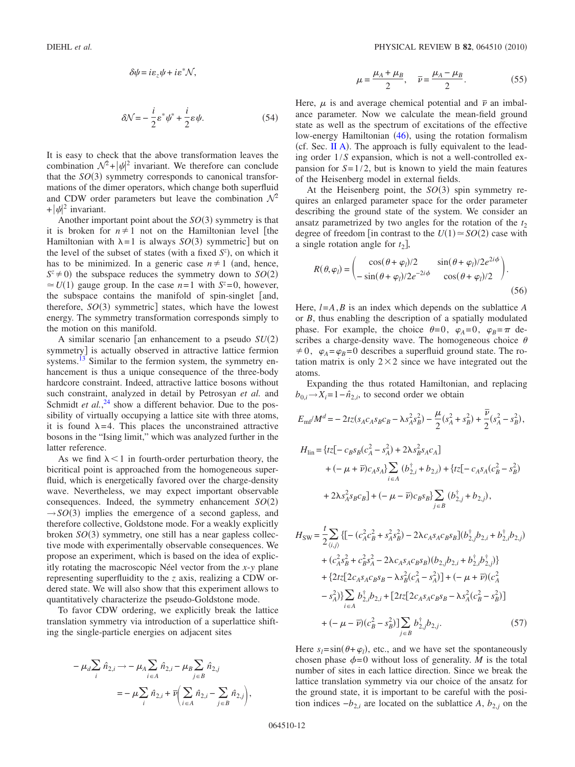$$\delta\psi = i\varepsilon_z\psi + i\varepsilon^*\mathcal{N},$$

$$\delta\mathcal{N} = -\frac{i}{2}\varepsilon^*\psi^* + \frac{i}{2}\varepsilon\psi. \quad (54)$$

It is easy to check that the above transformation leaves the combination $\mathcal{N}^2+|\psi|^2$ invariant. We therefore can conclude that the $SO(3)$ symmetry corresponds to canonical transformations of the dimer operators, which change both superfluid and CDW order parameters but leave the combination $\mathcal{N}^2+|\psi|^2$ invariant.

Another important point about the $SO(3)$ symmetry is that it is broken for $n\neq 1$ not on the Hamiltonian level [the Hamiltonian with $\lambda=1$ is always $SO(3)$ symmetric] but on the level of the subset of states (with a fixed $S^z$), on which it has to be minimized. In a generic case $n\neq 1$ (and, hence, $S^z\neq 0$) the subspace reduces the symmetry down to $SO(2)\simeq U(1)$ gauge group. In the case $n=1$ with $S^z=0$, however, the subspace contains the manifold of spin-singlet [and, therefore, $SO(3)$ symmetric] states, which have the lowest energy. The symmetry transformation corresponds simply to the motion on this manifold.

A similar scenario [an enhancement to a pseudo $SU(2)$ symmetry] is actually observed in attractive lattice fermion systems.[13] Similar to the fermion system, the symmetry enhancement is thus a unique consequence of the three-body hardcore constraint. Indeed, attractive lattice bosons without such constraint, analyzed in detail by Petrosyan *et al.* and Schmidt *et al.*,[24] show a different behavior. Due to the possibility of virtually occupying a lattice site with three atoms, it is found $\lambda=4$. This places the unconstrained attractive bosons in the "Ising limit," which was analyzed further in the latter reference.

As we find $\lambda<1$ in fourth-order perturbation theory, the bicritical point is approached from the homogeneous superfluid, which is energetically favored over the charge-density wave. Nevertheless, we may expect important observable consequences. Indeed, the symmetry enhancement $SO(2)\to SO(3)$ implies the emergence of a second gapless, and therefore collective, Goldstone mode. For a weakly explicitly broken $SO(3)$ symmetry, one still has a near gapless collective mode with experimentally observable consequences. We propose an experiment, which is based on the idea of explicitly rotating the macroscopic Néel vector from the *x*-*y* plane representing superfluidity to the *z* axis, realizing a CDW ordered state. We will also show that this experiment allows to quantitatively characterize the pseudo-Goldstone mode.

To favor CDW ordering, we explicitly break the lattice translation symmetry via introduction of a superlattice shifting the single-particle energies on adjacent sites

$$-\mu_d\sum_i \hat{n}_{2,i} \to -\mu_A\sum_{i\in A}\hat{n}_{2,i} - \mu_B\sum_{j\in B}\hat{n}_{2,j}$$
$$= -\mu\sum_i \hat{n}_{2,i} + \bar{\nu}\left(\sum_{i\in A}\hat{n}_{2,i} - \sum_{j\in B}\hat{n}_{2,j}\right),$$

$$\mu = \frac{\mu_A+\mu_B}{2}, \quad \bar{\nu} = \frac{\mu_A-\mu_B}{2}. \quad (55)$$

Here, $\mu$ is and average chemical potential and $\bar{\nu}$ an imbalance parameter. Now we calculate the mean-field ground state as well as the spectrum of excitations of the effective low-energy Hamiltonian (46), using the rotation formalism (cf. Sec. II A). The approach is fully equivalent to the leading order $1/S$ expansion, which is not a well-controlled expansion for $S=1/2$, but is known to yield the main features of the Heisenberg model in external fields.

At the Heisenberg point, the $SO(3)$ spin symmetry requires an enlarged parameter space for the order parameter describing the ground state of the system. We consider an ansatz parametrized by two angles for the rotation of the $t_2$ degree of freedom [in contrast to the $U(1)\simeq SO(2)$ case with a single rotation angle for $t_2$],

$$R(\theta,\varphi_l) = \begin{pmatrix} \cos(\theta+\varphi_l)/2 & \sin(\theta+\varphi_l)/2e^{2i\phi} \\ -\sin(\theta+\varphi_l)/2e^{-2i\phi} & \cos(\theta+\varphi_l)/2 \end{pmatrix}. \quad (56)$$

Here, $l=A,B$ is an index which depends on the sublattice $A$ or $B$, thus enabling the description of a spatially modulated phase. For example, the choice $\theta=0$, $\varphi_A=0$, $\varphi_B=\pi$ describes a charge-density wave. The homogeneous choice $\theta\neq 0$, $\varphi_A=\varphi_B=0$ describes a superfluid ground state. The rotation matrix is only $2\times 2$ since we have integrated out the atoms.

Expanding the thus rotated Hamiltonian, and replacing $b_{0,i}\to X_i=1-\hat{n}_{2,i}$, to second order we obtain

$$E_{\rm mf}/M^d = -2tz(s_Ac_As_Bc_B - \lambda s_A^2s_B^2) - \frac{\mu}{2}(s_A^2+s_B^2) + \frac{\bar{\nu}}{2}(s_A^2-s_B^2),$$

$$H_{\rm lin} = \{tz[-c_Bs_B(c_A^2-s_A^2) + 2\lambda s_B^2s_Ac_A] + (-\mu+\bar{\nu})c_As_A\}\sum_{i\in A}(b_{2,i}^\dagger + b_{2,i}) + \{tz[-c_As_A(c_B^2-s_B^2) + 2\lambda s_A^2s_Bc_B] + (-\mu-\bar{\nu})c_Bs_B\}\sum_{j\in B}(b_{2,j}^\dagger + b_{2,j}),$$

$$\begin{aligned}H_{\rm SW} = \frac{t}{2}\sum_{\langle i,j\rangle}\{&[-(c_A^2c_B^2+s_A^2s_B^2) - 2\lambda c_As_Ac_Bs_B](b_{2,j}^\dagger b_{2,i} + b_{2,i}^\dagger b_{2,j}) \\ &+ (c_A^2s_B^2 + c_B^2s_A^2 - 2\lambda c_As_Ac_Bs_B)(b_{2,j}b_{2,i} + b_{2,i}^\dagger b_{2,j}^\dagger)\} \\ &+ \{2tz[2c_As_Ac_Bs_B - \lambda s_B^2(c_A^2-s_A^2)] + (-\mu+\bar{\nu})(c_A^2 - s_A^2)\}\sum_{i\in A}b_{2,i}^\dagger b_{2,i} + [2tz[2c_As_Ac_Bs_B - \lambda s_A^2(c_B^2-s_B^2)] \\ &+ (-\mu-\bar{\nu})(c_B^2-s_B^2)]\sum_{j\in B}b_{2,j}^\dagger b_{2,j}. \end{aligned} \quad (57)$$

Here $s_l=\sin(\theta+\varphi_l)$, etc., and we have set the spontaneously chosen phase $\phi=0$ without loss of generality. $M$ is the total number of sites in each lattice direction. Since we break the lattice translation symmetry via our choice of the ansatz for the ground state, it is important to be careful with the position indices $-b_{2,i}$ are located on the sublattice $A$, $b_{2,j}$ on the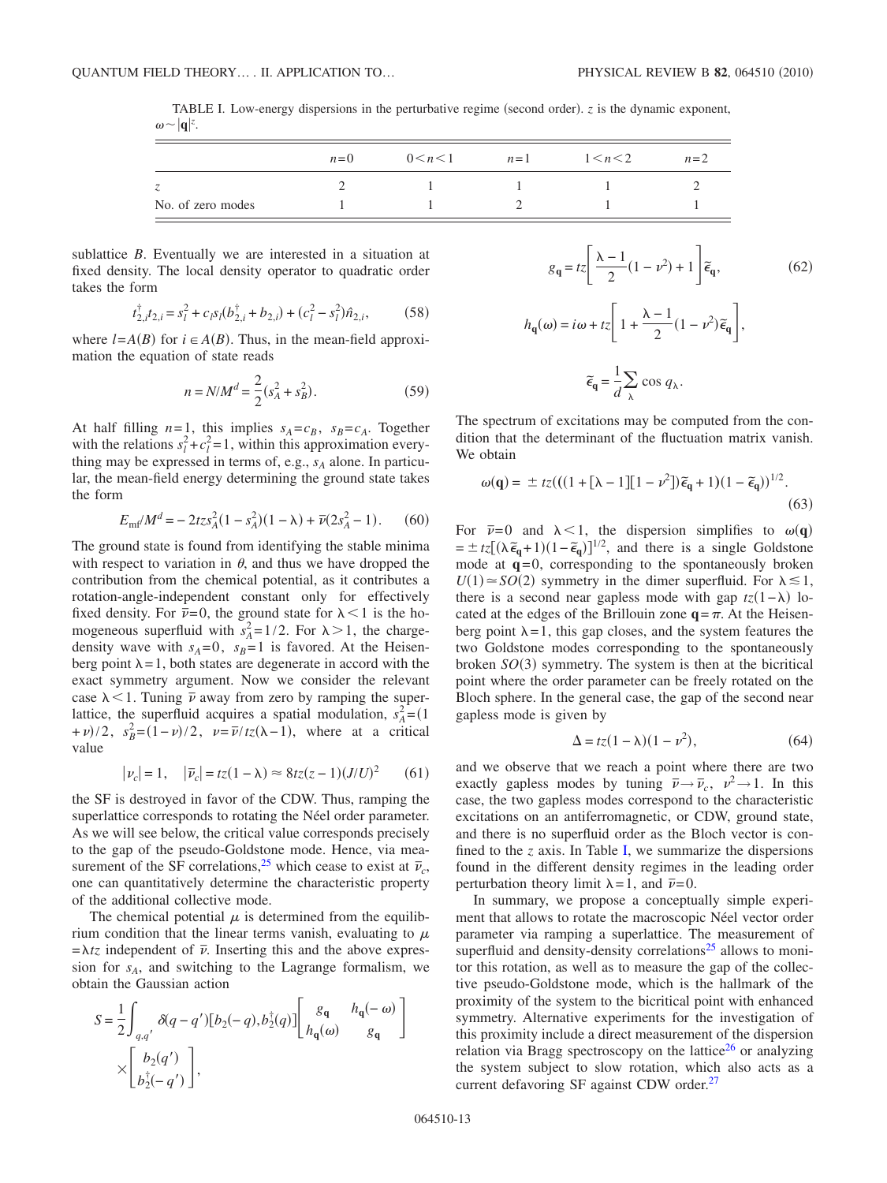TABLE I. Low-energy dispersions in the perturbative regime (second order). $z$ is the dynamic exponent, $\omega \sim |\mathbf{q}|^z$.

| | $n=0$ | $0<n<1$ | $n=1$ | $1<n<2$ | $n=2$ |
|---|---|---|---|---|---|
| $z$ | 2 | 1 | 1 | 1 | 2 |
| No. of zero modes | 1 | 1 | 2 | 1 | 1 |

sublattice $B$. Eventually we are interested in a situation at fixed density. The local density operator to quadratic order takes the form

$$t_{2,i}^\dagger t_{2,i} = s_l^2 + c_l s_l (b_{2,i}^\dagger + b_{2,i}) + (c_l^2 - s_l^2)\hat{n}_{2,i}, \tag{58}$$

where $l=A(B)$ for $i \in A(B)$. Thus, in the mean-field approximation the equation of state reads

$$n = N/M^d = \frac{2}{2}(s_A^2 + s_B^2). \tag{59}$$

At half filling $n=1$, this implies $s_A = c_B$, $s_B = c_A$. Together with the relations $s_l^2 + c_l^2 = 1$, within this approximation everything may be expressed in terms of, e.g., $s_A$ alone. In particular, the mean-field energy determining the ground state takes the form

$$E_{\rm mf}/M^d = -2tz s_A^2(1-s_A^2)(1-\lambda) + \bar{\nu}(2s_A^2 - 1). \tag{60}$$

The ground state is found from identifying the stable minima with respect to variation in $\theta$, and thus we have dropped the contribution from the chemical potential, as it contributes a rotation-angle-independent constant only for effectively fixed density. For $\bar{\nu}=0$, the ground state for $\lambda<1$ is the homogeneous superfluid with $s_A^2=1/2$. For $\lambda>1$, the charge-density wave with $s_A=0$, $s_B=1$ is favored. At the Heisenberg point $\lambda=1$, both states are degenerate in accord with the exact symmetry argument. Now we consider the relevant case $\lambda<1$. Tuning $\bar{\nu}$ away from zero by ramping the superlattice, the superfluid acquires a spatial modulation, $s_A^2=(1+\nu)/2$, $s_B^2=(1-\nu)/2$, $\nu=\bar{\nu}/tz(\lambda-1)$, where at a critical value

$$|\nu_c| = 1, \quad |\bar{\nu}_c| = tz(1-\lambda) \approx 8tz(z-1)(J/U)^2 \tag{61}$$

the SF is destroyed in favor of the CDW. Thus, ramping the superlattice corresponds to rotating the Néel order parameter. As we will see below, the critical value corresponds precisely to the gap of the pseudo-Goldstone mode. Hence, via measurement of the SF correlations,[25] which cease to exist at $\bar{\nu}_c$, one can quantitatively determine the characteristic property of the additional collective mode.

The chemical potential $\mu$ is determined from the equilibrium condition that the linear terms vanish, evaluating to $\mu = \lambda tz$ independent of $\bar{\nu}$. Inserting this and the above expression for $s_A$, and switching to the Lagrange formalism, we obtain the Gaussian action

$$S = \frac{1}{2}\int_{q,q'} \delta(q-q')[b_2(-q), b_2^\dagger(q)]\begin{bmatrix} g_{\mathbf{q}} & h_{\mathbf{q}}(-\omega) \\ h_{\mathbf{q}}(\omega) & g_{\mathbf{q}} \end{bmatrix} \times \begin{bmatrix} b_2(q') \\ b_2^\dagger(-q') \end{bmatrix},$$

$$g_{\mathbf{q}} = tz\left[\frac{\lambda-1}{2}(1-\nu^2)+1\right]\tilde{\epsilon}_{\mathbf{q}}, \tag{62}$$

$$h_{\mathbf{q}}(\omega) = i\omega + tz\left[1 + \frac{\lambda-1}{2}(1-\nu^2)\tilde{\epsilon}_{\mathbf{q}}\right],$$

$$\tilde{\epsilon}_{\mathbf{q}} = \frac{1}{d}\sum_\lambda \cos q_\lambda .$$

The spectrum of excitations may be computed from the condition that the determinant of the fluctuation matrix vanish. We obtain

$$\omega(\mathbf{q}) = \pm tz(((1+[\lambda-1][1-\nu^2])\tilde{\epsilon}_{\mathbf{q}}+1)(1-\tilde{\epsilon}_{\mathbf{q}}))^{1/2}. \tag{63}$$

For $\bar{\nu}=0$ and $\lambda<1$, the dispersion simplifies to $\omega(\mathbf{q}) = \pm tz[(\lambda\tilde{\epsilon}_{\mathbf{q}}+1)(1-\tilde{\epsilon}_{\mathbf{q}})]^{1/2}$, and there is a single Goldstone mode at $\mathbf{q}=0$, corresponding to the spontaneously broken $U(1)\simeq SO(2)$ symmetry in the dimer superfluid. For $\lambda \lesssim 1$, there is a second near gapless mode with gap $tz(1-\lambda)$ located at the edges of the Brillouin zone $\mathbf{q}=\pi$. At the Heisenberg point $\lambda=1$, this gap closes, and the system features the two Goldstone modes corresponding to the spontaneously broken $SO(3)$ symmetry. The system is then at the bicritical point where the order parameter can be freely rotated on the Bloch sphere. In the general case, the gap of the second near gapless mode is given by

$$\Delta = tz(1-\lambda)(1-\nu^2), \tag{64}$$

and we observe that we reach a point where there are two exactly gapless modes by tuning $\bar{\nu}\to\bar{\nu}_c$, $\nu^2\to 1$. In this case, the two gapless modes correspond to the characteristic excitations on an antiferromagnetic, or CDW, ground state, and there is no superfluid order as the Bloch vector is confined to the $z$ axis. In Table I, we summarize the dispersions found in the different density regimes in the leading order perturbation theory limit $\lambda=1$, and $\bar{\nu}=0$.

In summary, we propose a conceptually simple experiment that allows to rotate the macroscopic Néel vector order parameter via ramping a superlattice. The measurement of superfluid and density-density correlations[25] allows to monitor this rotation, as well as to measure the gap of the collective pseudo-Goldstone mode, which is the hallmark of the proximity of the system to the bicritical point with enhanced symmetry. Alternative experiments for the investigation of this proximity include a direct measurement of the dispersion relation via Bragg spectroscopy on the lattice[26] or analyzing the system subject to slow rotation, which also acts as a current defavoring SF against CDW order.[27]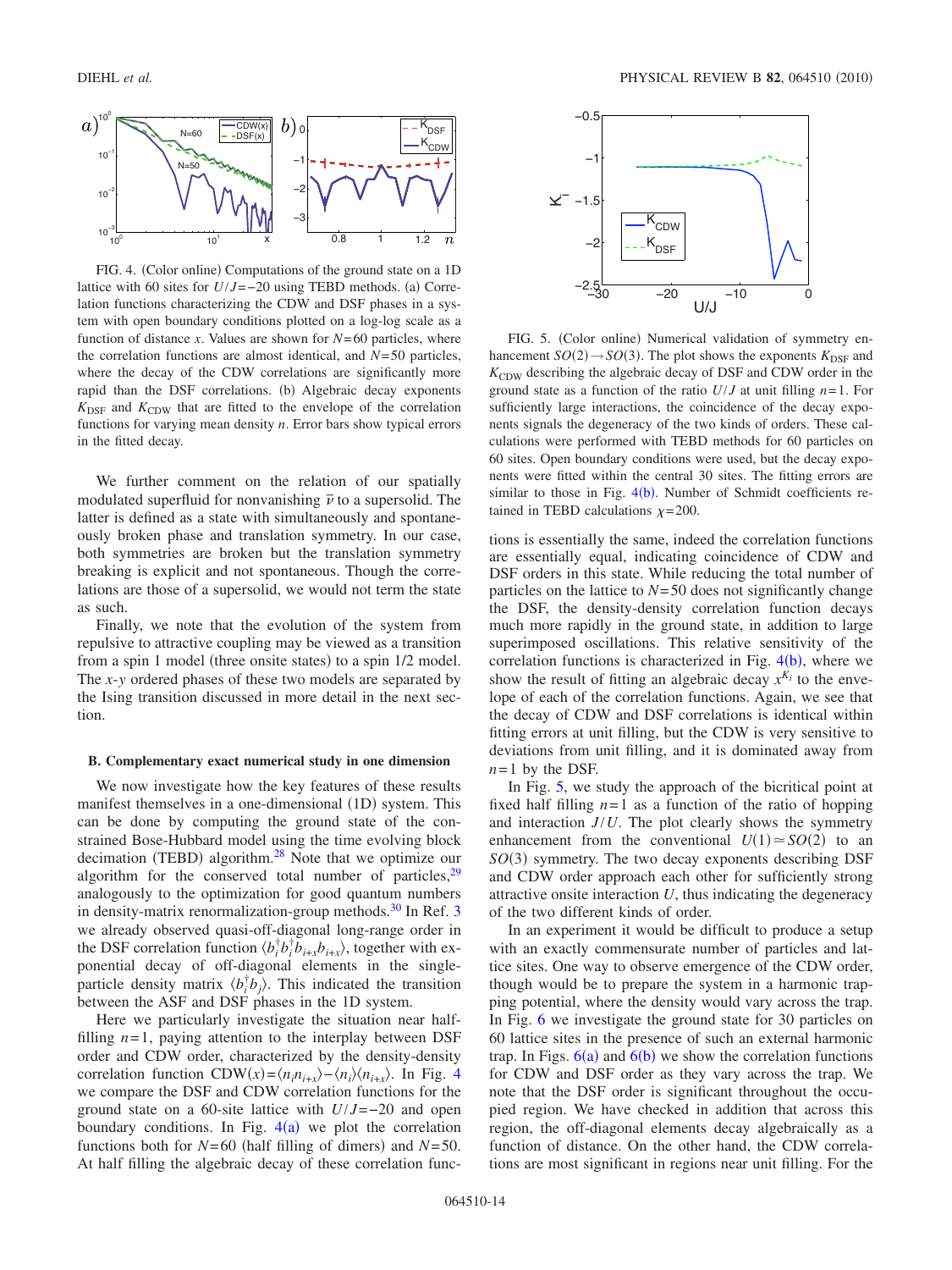FIG. 4. (Color online) Computations of the ground state on a 1D lattice with 60 sites for $U/J=-20$ using TEBD methods. (a) Correlation functions characterizing the CDW and DSF phases in a system with open boundary conditions plotted on a log-log scale as a function of distance $x$. Values are shown for $N=60$ particles, where the correlation functions are almost identical, and $N=50$ particles, where the decay of the CDW correlations are significantly more rapid than the DSF correlations. (b) Algebraic decay exponents $K_{\mathrm{DSF}}$ and $K_{\mathrm{CDW}}$ that are fitted to the envelope of the correlation functions for varying mean density $n$. Error bars show typical errors in the fitted decay.

We further comment on the relation of our spatially modulated superfluid for nonvanishing $\bar{\nu}$ to a supersolid. The latter is defined as a state with simultaneously and spontaneously broken phase and translation symmetry. In our case, both symmetries are broken but the translation symmetry breaking is explicit and not spontaneous. Though the correlations are those of a supersolid, we would not term the state as such.

Finally, we note that the evolution of the system from repulsive to attractive coupling may be viewed as a transition from a spin 1 model (three onsite states) to a spin 1/2 model. The $x$-$y$ ordered phases of these two models are separated by the Ising transition discussed in more detail in the next section.

### B. Complementary exact numerical study in one dimension

We now investigate how the key features of these results manifest themselves in a one-dimensional (1D) system. This can be done by computing the ground state of the constrained Bose-Hubbard model using the time evolving block decimation (TEBD) algorithm.[28] Note that we optimize our algorithm for the conserved total number of particles,[29] analogously to the optimization for good quantum numbers in density-matrix renormalization-group methods.[30] In Ref. 3 we already observed quasi-off-diagonal long-range order in the DSF correlation function $\langle b_i^{\dagger}b_i^{\dagger}b_{i+x}b_{i+x}\rangle$, together with exponential decay of off-diagonal elements in the single-particle density matrix $\langle b_i^{\dagger}b_j\rangle$. This indicated the transition between the ASF and DSF phases in the 1D system.

Here we particularly investigate the situation near half-filling $n=1$, paying attention to the interplay between DSF order and CDW order, characterized by the density-density correlation function $\mathrm{CDW}(x)=\langle n_i n_{i+x}\rangle-\langle n_i\rangle\langle n_{i+x}\rangle$. In Fig. 4 we compare the DSF and CDW correlation functions for the ground state on a 60-site lattice with $U/J=-20$ and open boundary conditions. In Fig. 4(a) we plot the correlation functions both for $N=60$ (half filling of dimers) and $N=50$. At half filling the algebraic decay of these correlation functions is essentially the same, indeed the correlation functions are essentially equal, indicating coincidence of CDW and DSF orders in this state. While reducing the total number of particles on the lattice to $N=50$ does not significantly change the DSF, the density-density correlation function decays much more rapidly in the ground state, in addition to large superimposed oscillations. This relative sensitivity of the correlation functions is characterized in Fig. 4(b), where we show the result of fitting an algebraic decay $x^{K_i}$ to the envelope of each of the correlation functions. Again, we see that the decay of CDW and DSF correlations is identical within fitting errors at unit filling, but the CDW is very sensitive to deviations from unit filling, and it is dominated away from $n=1$ by the DSF.

FIG. 5. (Color online) Numerical validation of symmetry enhancement $SO(2)\rightarrow SO(3)$. The plot shows the exponents $K_{\mathrm{DSF}}$ and $K_{\mathrm{CDW}}$ describing the algebraic decay of DSF and CDW order in the ground state as a function of the ratio $U/J$ at unit filling $n=1$. For sufficiently large interactions, the coincidence of the decay exponents signals the degeneracy of the two kinds of orders. These calculations were performed with TEBD methods for 60 particles on 60 sites. Open boundary conditions were used, but the decay exponents were fitted within the central 30 sites. The fitting errors are similar to those in Fig. 4(b). Number of Schmidt coefficients retained in TEBD calculations $\chi=200$.

In Fig. 5, we study the approach of the bicritical point at fixed half filling $n=1$ as a function of the ratio of hopping and interaction $J/U$. The plot clearly shows the symmetry enhancement from the conventional $U(1)\simeq SO(2)$ to an $SO(3)$ symmetry. The two decay exponents describing DSF and CDW order approach each other for sufficiently strong attractive onsite interaction $U$, thus indicating the degeneracy of the two different kinds of order.

In an experiment it would be difficult to produce a setup with an exactly commensurate number of particles and lattice sites. One way to observe emergence of the CDW order, though would be to prepare the system in a harmonic trapping potential, where the density would vary across the trap. In Fig. 6 we investigate the ground state for 30 particles on 60 lattice sites in the presence of such an external harmonic trap. In Figs. 6(a) and 6(b) we show the correlation functions for CDW and DSF order as they vary across the trap. We note that the DSF order is significant throughout the occupied region. We have checked in addition that across this region, the off-diagonal elements decay algebraically as a function of distance. On the other hand, the CDW correlations are most significant in regions near unit filling. For the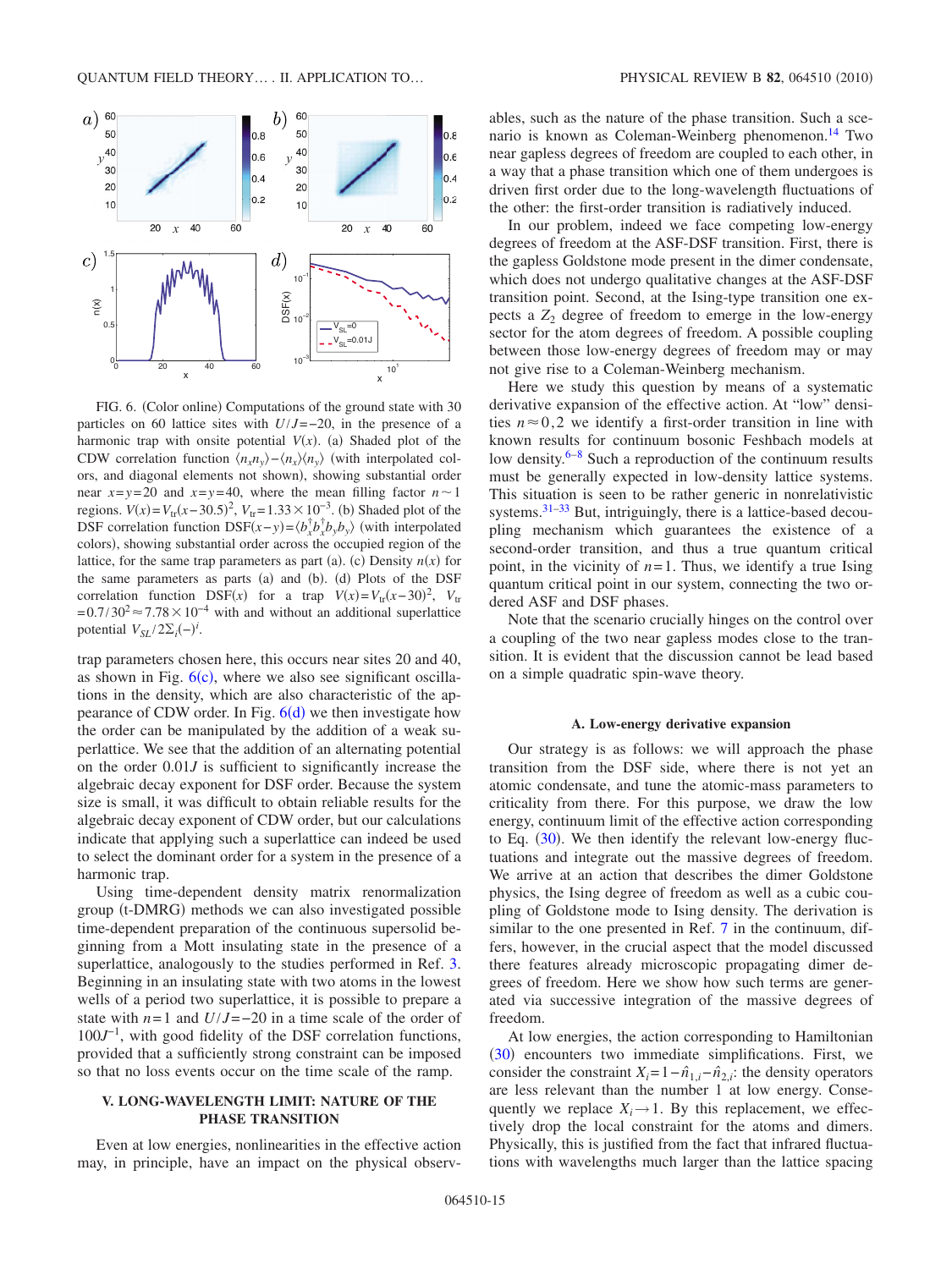FIG. 6. (Color online) Computations of the ground state with 30 particles on 60 lattice sites with $U/J=-20$, in the presence of a harmonic trap with onsite potential $V(x)$. (a) Shaded plot of the CDW correlation function $\langle n_x n_y \rangle - \langle n_x \rangle \langle n_y \rangle$ (with interpolated colors, and diagonal elements not shown), showing substantial order near $x=y=20$ and $x=y=40$, where the mean filling factor $n \sim 1$ regions. $V(x)=V_{tr}(x-30.5)^2$, $V_{tr}=1.33\times 10^{-3}$. (b) Shaded plot of the DSF correlation function $\mathrm{DSF}(x-y)=\langle b_x^\dagger b_x^\dagger b_y b_y \rangle$ (with interpolated colors), showing substantial order across the occupied region of the lattice, for the same trap parameters as part (a). (c) Density $n(x)$ for the same parameters as parts (a) and (b). (d) Plots of the DSF correlation function $\mathrm{DSF}(x)$ for a trap $V(x)=V_{tr}(x-30)^2$, $V_{tr}=0.7/30^2 \approx 7.78\times 10^{-4}$ with and without an additional superlattice potential $V_{SL}/2\Sigma_i(-)^i$.

trap parameters chosen here, this occurs near sites 20 and 40, as shown in Fig. 6(c), where we also see significant oscillations in the density, which are also characteristic of the appearance of CDW order. In Fig. 6(d) we then investigate how the order can be manipulated by the addition of a weak superlattice. We see that the addition of an alternating potential on the order $0.01J$ is sufficient to significantly increase the algebraic decay exponent for DSF order. Because the system size is small, it was difficult to obtain reliable results for the algebraic decay exponent of CDW order, but our calculations indicate that applying such a superlattice can indeed be used to select the dominant order for a system in the presence of a harmonic trap.

Using time-dependent density matrix renormalization group (t-DMRG) methods we can also investigated possible time-dependent preparation of the continuous superfluid beginning from a Mott insulating state in the presence of a superlattice, analogously to the studies performed in Ref. 3. Beginning in an insulating state with two atoms in the lowest wells of a period two superlattice, it is possible to prepare a state with $n=1$ and $U/J=-20$ in a time scale of the order of $100J^{-1}$, with good fidelity of the DSF correlation functions, provided that a sufficiently strong constraint can be imposed so that no loss events occur on the time scale of the ramp.

## V. LONG-WAVELENGTH LIMIT: NATURE OF THE PHASE TRANSITION

Even at low energies, nonlinearities in the effective action may, in principle, have an impact on the physical observables, such as the nature of the phase transition. Such a scenario is known as Coleman-Weinberg phenomenon.[14] Two near gapless degrees of freedom are coupled to each other, in a way that a phase transition which one of them undergoes is driven first order due to the long-wavelength fluctuations of the other: the first-order transition is radiatively induced.

In our problem, indeed we face competing low-energy degrees of freedom at the ASF-DSF transition. First, there is the gapless Goldstone mode present in the dimer condensate, which does not undergo qualitative changes at the ASF-DSF transition point. Second, at the Ising-type transition one expects a $Z_2$ degree of freedom to emerge in the low-energy sector for the atom degrees of freedom. A possible coupling between those low-energy degrees of freedom may or may not give rise to a Coleman-Weinberg mechanism.

Here we study this question by means of a systematic derivative expansion of the effective action. At "low" densities $n\approx 0,2$ we identify a first-order transition in line with known results for continuum bosonic Feshbach models at low density.[6–8] Such a reproduction of the continuum results must be generally expected in low-density lattice systems. This situation is seen to be rather generic in nonrelativistic systems.[31–33] But, intriguingly, there is a lattice-based decoupling mechanism which guarantees the existence of a second-order transition, and thus a true quantum critical point, in the vicinity of $n=1$. Thus, we identify a true Ising quantum critical point in our system, connecting the two ordered ASF and DSF phases.

Note that the scenario crucially hinges on the control over a coupling of the two near gapless modes close to the transition. It is evident that the discussion cannot be lead based on a simple quadratic spin-wave theory.

### A. Low-energy derivative expansion

Our strategy is as follows: we will approach the phase transition from the DSF side, where there is not yet an atomic condensate, and tune the atomic-mass parameters to criticality from there. For this purpose, we draw the low energy, continuum limit of the effective action corresponding to Eq. (30). We then identify the relevant low-energy fluctuations and integrate out the massive degrees of freedom. We arrive at an action that describes the dimer Goldstone physics, the Ising degree of freedom as well as a cubic coupling of Goldstone mode to Ising density. The derivation is similar to the one presented in Ref. 7 in the continuum, differs, however, in the crucial aspect that the model discussed there features already microscopic propagating dimer degrees of freedom. Here we show how such terms are generated via successive integration of the massive degrees of freedom.

At low energies, the action corresponding to Hamiltonian (30) encounters two immediate simplifications. First, we consider the constraint $X_i = 1-\hat{n}_{1,i}-\hat{n}_{2,i}$: the density operators are less relevant than the number 1 at low energy. Consequently we replace $X_i \to 1$. By this replacement, we effectively drop the local constraint for the atoms and dimers. Physically, this is justified from the fact that infrared fluctuations with wavelengths much larger than the lattice spacing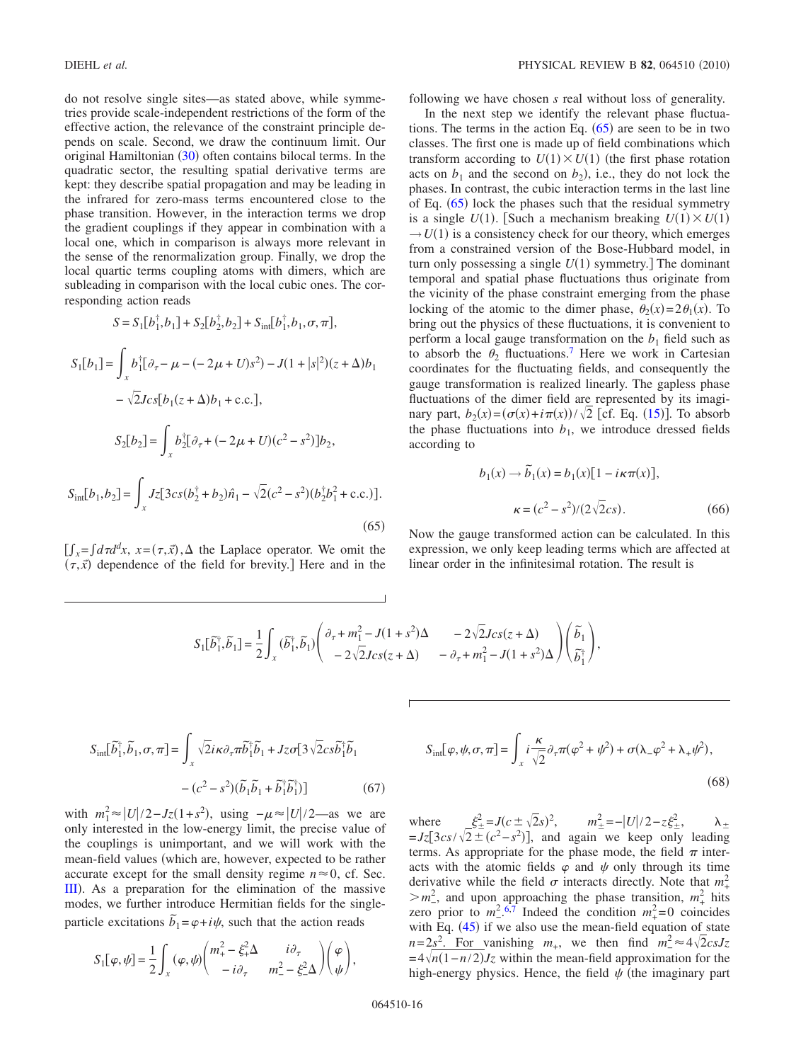do not resolve single sites—as stated above, while symmetries provide scale-independent restrictions of the form of the effective action, the relevance of the constraint principle depends on scale. Second, we draw the continuum limit. Our original Hamiltonian (30) often contains bilocal terms. In the quadratic sector, the resulting spatial derivative terms are kept: they describe spatial propagation and may be leading in the infrared for zero-mass terms encountered close to the phase transition. However, in the interaction terms we drop the gradient couplings if they appear in combination with a local one, which in comparison is always more relevant in the sense of the renormalization group. Finally, we drop the local quartic terms coupling atoms with dimers, which are subleading in comparison with the local cubic ones. The corresponding action reads

$$S = S_1[b_1^\dagger, b_1] + S_2[b_2^\dagger, b_2] + S_{\rm int}[b_1^\dagger, b_1, \sigma, \pi],$$

$$S_1[b_1] = \int_x b_1^\dagger[\partial_\tau - \mu - (-2\mu + U)s^2) - J(1+|s|^2)(z+\Delta)b_1 - \sqrt{2}Jcs[b_1(z+\Delta)b_1 + \text{c.c.}],$$

$$S_2[b_2] = \int_x b_2^\dagger[\partial_\tau + (-2\mu + U)(c^2 - s^2)]b_2,$$

$$S_{\rm int}[b_1, b_2] = \int_x Jz[3cs(b_2^\dagger + b_2)\hat{n}_1 - \sqrt{2}(c^2 - s^2)(b_2^\dagger b_1^2 + \text{c.c.})]. \tag{65}$$

[$\int_x = \int d\tau d^d x$, $x = (\tau, \vec{x})$, $\Delta$ the Laplace operator. We omit the $(\tau, \vec{x})$ dependence of the field for brevity.] Here and in the following we have chosen $s$ real without loss of generality.

In the next step we identify the relevant phase fluctuations. The terms in the action Eq. (65) are seen to be in two classes. The first one is made up of field combinations which transform according to $U(1)\times U(1)$ (the first phase rotation acts on $b_1$ and the second on $b_2$), i.e., they do not lock the phases. In contrast, the cubic interaction terms in the last line of Eq. (65) lock the phases such that the residual symmetry is a single $U(1)$. [Such a mechanism breaking $U(1)\times U(1) \to U(1)$ is a consistency check for our theory, which emerges from a constrained version of the Bose-Hubbard model, in turn only possessing a single $U(1)$ symmetry.] The dominant temporal and spatial phase fluctuations thus originate from the vicinity of the phase constraint emerging from the phase locking of the atomic to the dimer phase, $\theta_2(x) = 2\theta_1(x)$. To bring out the physics of these fluctuations, it is convenient to perform a local gauge transformation on the $b_1$ field such as to absorb the $\theta_2$ fluctuations.[7] Here we work in Cartesian coordinates for the fluctuating fields, and consequently the gauge transformation is realized linearly. The gapless phase fluctuations of the dimer field are represented by its imaginary part, $b_2(x) = (\sigma(x) + i\pi(x))/\sqrt{2}$ [cf. Eq. (15)]. To absorb the phase fluctuations into $b_1$, we introduce dressed fields according to

$$b_1(x) \to \tilde{b}_1(x) = b_1(x)[1 - i\kappa\pi(x)],$$

$$\kappa = (c^2 - s^2)/(2\sqrt{2}cs). \tag{66}$$

Now the gauge transformed action can be calculated. In this expression, we only keep leading terms which are affected at linear order in the infinitesimal rotation. The result is

$$S_1[\tilde{b}_1^\dagger, \tilde{b}_1] = \frac{1}{2}\int_x (\tilde{b}_1^\dagger, \tilde{b}_1)\begin{pmatrix} \partial_\tau + m_1^2 - J(1+s^2)\Delta & -2\sqrt{2}Jcs(z+\Delta) \\ -2\sqrt{2}Jcs(z+\Delta) & -\partial_\tau + m_1^2 - J(1+s^2)\Delta \end{pmatrix}\begin{pmatrix} \tilde{b}_1 \\ \tilde{b}_1^\dagger \end{pmatrix},$$

$$S_{\rm int}[\tilde{b}_1^\dagger, \tilde{b}_1, \sigma, \pi] = \int_x \sqrt{2}i\kappa\partial_\tau\pi\tilde{b}_1^\dagger\tilde{b}_1 + Jz\sigma[3\sqrt{2}cs\tilde{b}_1^\dagger\tilde{b}_1 - (c^2 - s^2)(\tilde{b}_1\tilde{b}_1 + \tilde{b}_1^\dagger\tilde{b}_1^\dagger)] \tag{67}$$

with $m_1^2 \approx |U|/2 - Jz(1+s^2)$, using $-\mu \approx |U|/2$—as we are only interested in the low-energy limit, the precise value of the couplings is unimportant, and we will work with the mean-field values (which are, however, expected to be rather accurate except for the small density regime $n \approx 0$, cf. Sec. III). As a preparation for the elimination of the massive modes, we further introduce Hermitian fields for the single-particle excitations $\tilde{b}_1 = \varphi + i\psi$, such that the action reads

$$S_1[\varphi, \psi] = \frac{1}{2}\int_x (\varphi, \psi)\begin{pmatrix} m_+^2 - \xi_+^2\Delta & i\partial_\tau \\ -i\partial_\tau & m_-^2 - \xi_-^2\Delta \end{pmatrix}\begin{pmatrix} \varphi \\ \psi \end{pmatrix},$$

$$S_{\rm int}[\varphi, \psi, \sigma, \pi] = \int_x i\frac{\kappa}{\sqrt{2}}\partial_\tau\pi(\varphi^2 + \psi^2) + \sigma(\lambda_-\varphi^2 + \lambda_+\psi^2), \tag{68}$$

where $\xi_\pm^2 = J(c \pm \sqrt{2}s)^2$, $m_\pm^2 = -|U|/2 - z\xi_\pm^2$, $\lambda_\pm = Jz[3cs/\sqrt{2} \pm (c^2 - s^2)]$, and again we keep only leading terms. As appropriate for the phase mode, the field $\pi$ interacts with the atomic fields $\varphi$ and $\psi$ only through its time derivative while the field $\sigma$ interacts directly. Note that $m_+^2 > m_-^2$, and upon approaching the phase transition, $m_+^2$ hits zero prior to $m_-^2$.[6,7] Indeed the condition $m_+^2 = 0$ coincides with Eq. (45) if we also use the mean-field equation of state $n = 2s^2$. For vanishing $m_+$, we then find $m_-^2 \approx 4\sqrt{2}csJz = 4\sqrt{n(1-n/2)}Jz$ within the mean-field approximation for the high-energy physics. Hence, the field $\psi$ (the imaginary part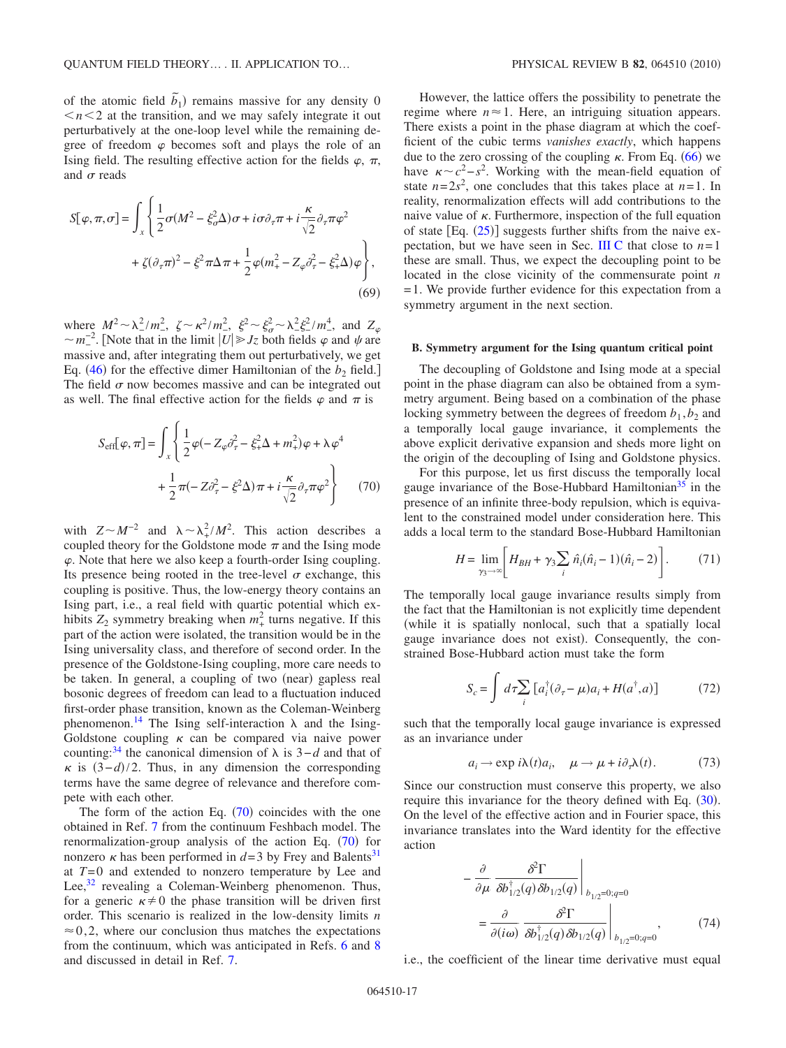of the atomic field $\tilde{b}_1$) remains massive for any density $0 < n < 2$ at the transition, and we may safely integrate it out perturbatively at the one-loop level while the remaining degree of freedom $\varphi$ becomes soft and plays the role of an Ising field. The resulting effective action for the fields $\varphi$, $\pi$, and $\sigma$ reads

$$S[\varphi,\pi,\sigma] = \int_x \Bigg\{ \frac{1}{2}\sigma(M^2 - \xi_\sigma^2 \Delta)\sigma + i\sigma\partial_\tau \pi + i\frac{\kappa}{\sqrt{2}}\partial_\tau \pi \varphi^2 + \zeta(\partial_\tau \pi)^2 - \xi^2 \pi \Delta \pi + \frac{1}{2}\varphi(m_+^2 - Z_\varphi \partial_\tau^2 - \xi_+^2 \Delta)\varphi \Bigg\}, \tag{69}$$

where $M^2 \sim \lambda_-^2/m_-^2$, $\zeta \sim \kappa^2/m_-^2$, $\xi^2 \sim \xi_\sigma^2 \sim \lambda_-^2 \xi_-^2/m_-^4$, and $Z_\varphi \sim m_-^{-2}$. [Note that in the limit $|U| \gg Jz$ both fields $\varphi$ and $\psi$ are massive and, after integrating them out perturbatively, we get Eq. (46) for the effective dimer Hamiltonian of the $b_2$ field.] The field $\sigma$ now becomes massive and can be integrated out as well. The final effective action for the fields $\varphi$ and $\pi$ is

$$S_{\text{eff}}[\varphi,\pi] = \int_x \Bigg\{ \frac{1}{2}\varphi(-Z_\varphi \partial_\tau^2 - \xi_+^2 \Delta + m_+^2)\varphi + \lambda \varphi^4 + \frac{1}{2}\pi(-Z\partial_\tau^2 - \xi^2 \Delta)\pi + i\frac{\kappa}{\sqrt{2}}\partial_\tau \pi \varphi^2 \Bigg\} \tag{70}$$

with $Z \sim M^{-2}$ and $\lambda \sim \lambda_+^2/M^2$. This action describes a coupled theory for the Goldstone mode $\pi$ and the Ising mode $\varphi$. Note that here we also keep a fourth-order Ising coupling. Its presence being rooted in the tree-level $\sigma$ exchange, this coupling is positive. Thus, the low-energy theory contains an Ising part, i.e., a real field with quartic potential which exhibits $Z_2$ symmetry breaking when $m_+^2$ turns negative. If this part of the action were isolated, the transition would be in the Ising universality class, and therefore of second order. In the presence of the Goldstone-Ising coupling, more care needs to be taken. In general, a coupling of two (near) gapless real bosonic degrees of freedom can lead to a fluctuation induced first-order phase transition, known as the Coleman-Weinberg phenomenon.[14] The Ising self-interaction $\lambda$ and the Ising-Goldstone coupling $\kappa$ can be compared via naive power counting:[34] the canonical dimension of $\lambda$ is $3-d$ and that of $\kappa$ is $(3-d)/2$. Thus, in any dimension the corresponding terms have the same degree of relevance and therefore compete with each other.

The form of the action Eq. (70) coincides with the one obtained in Ref. 7 from the continuum Feshbach model. The renormalization-group analysis of the action Eq. (70) for nonzero $\kappa$ has been performed in $d=3$ by Frey and Balents[31] at $T=0$ and extended to nonzero temperature by Lee and Lee,[32] revealing a Coleman-Weinberg phenomenon. Thus, for a generic $\kappa \neq 0$ the phase transition will be driven first order. This scenario is realized in the low-density limits $n \approx 0, 2$, where our conclusion thus matches the expectations from the continuum, which was anticipated in Refs. 6 and 8 and discussed in detail in Ref. 7.

However, the lattice offers the possibility to penetrate the regime where $n \approx 1$. Here, an intriguing situation appears. There exists a point in the phase diagram at which the coefficient of the cubic terms *vanishes exactly*, which happens due to the zero crossing of the coupling $\kappa$. From Eq. (66) we have $\kappa \sim c^2 - s^2$. Working with the mean-field equation of state $n = 2s^2$, one concludes that this takes place at $n=1$. In reality, renormalization effects will add contributions to the naive value of $\kappa$. Furthermore, inspection of the full equation of state [Eq. (25)] suggests further shifts from the naive expectation, but we have seen in Sec. III C that close to $n=1$ these are small. Thus, we expect the decoupling point to be located in the close vicinity of the commensurate point $n=1$. We provide further evidence for this expectation from a symmetry argument in the next section.

### B. Symmetry argument for the Ising quantum critical point

The decoupling of Goldstone and Ising mode at a special point in the phase diagram can also be obtained from a symmetry argument. Being based on a combination of the phase locking symmetry between the degrees of freedom $b_1, b_2$ and a temporally local gauge invariance, it complements the above explicit derivative expansion and sheds more light on the origin of the decoupling of Ising and Goldstone physics.

For this purpose, let us first discuss the temporally local gauge invariance of the Bose-Hubbard Hamiltonian[35] in the presence of an infinite three-body repulsion, which is equivalent to the constrained model under consideration here. This adds a local term to the standard Bose-Hubbard Hamiltonian

$$H = \lim_{\gamma_3 \to \infty} \left[ H_{BH} + \gamma_3 \sum_i \hat{n}_i(\hat{n}_i - 1)(\hat{n}_i - 2) \right]. \tag{71}$$

The temporally local gauge invariance results simply from the fact that the Hamiltonian is not explicitly time dependent (while it is spatially nonlocal, such that a spatially local gauge invariance does not exist). Consequently, the constrained Bose-Hubbard action must take the form

$$S_c = \int d\tau \sum_i [a_i^\dagger(\partial_\tau - \mu)a_i + H(a^\dagger, a)] \tag{72}$$

such that the temporally local gauge invariance is expressed as an invariance under

$$a_i \to \exp i\lambda(t) a_i, \quad \mu \to \mu + i\partial_\tau \lambda(t). \tag{73}$$

Since our construction must conserve this property, we also require this invariance for the theory defined with Eq. (30). On the level of the effective action and in Fourier space, this invariance translates into the Ward identity for the effective action

$$-\frac{\partial}{\partial \mu} \frac{\delta^2 \Gamma}{\delta b_{1/2}^\dagger(q)\delta b_{1/2}(q)}\Bigg|_{b_{1/2}=0;q=0} = \frac{\partial}{\partial(i\omega)} \frac{\delta^2 \Gamma}{\delta b_{1/2}^\dagger(q)\delta b_{1/2}(q)}\Bigg|_{b_{1/2}=0;q=0}, \tag{74}$$

i.e., the coefficient of the linear time derivative must equal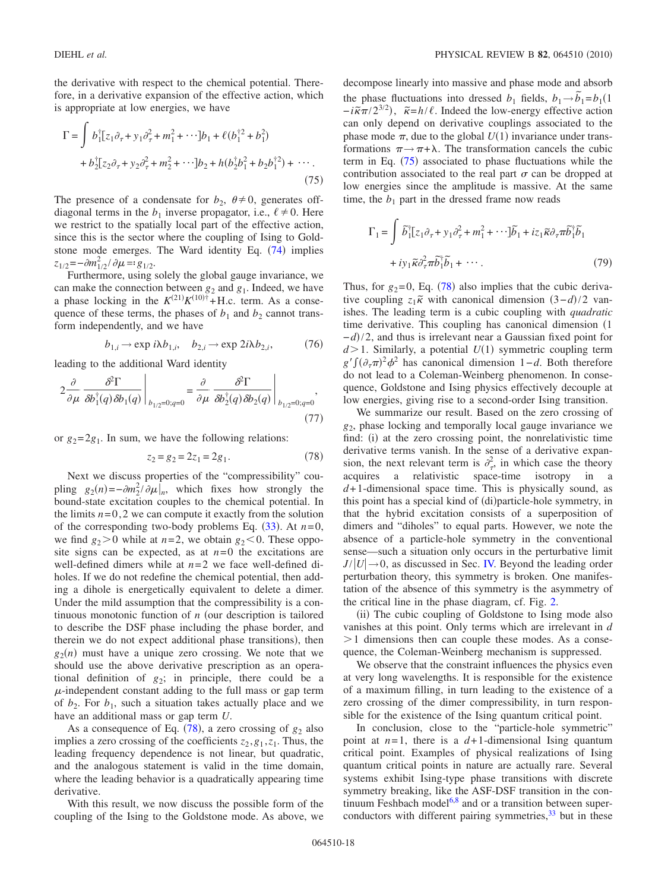the derivative with respect to the chemical potential. Therefore, in a derivative expansion of the effective action, which is appropriate at low energies, we have

$$
\Gamma = \int b_1^\dagger[z_1\partial_\tau + y_1\partial_\tau^2 + m_1^2 + \cdots]b_1 + \ell(b_1^{\dagger 2} + b_1^2) + b_2^\dagger[z_2\partial_\tau + y_2\partial_\tau^2 + m_2^2 + \cdots]b_2 + h(b_2^\dagger b_1^2 + b_2 b_1^{\dagger 2}) + \cdots . \tag{75}
$$

The presence of a condensate for $b_2$, $\theta \neq 0$, generates off-diagonal terms in the $b_1$ inverse propagator, i.e., $\ell \neq 0$. Here we restrict to the spatially local part of the effective action, since this is the sector where the coupling of Ising to Goldstone mode emerges. The Ward identity Eq. (74) implies $z_{1/2} = -\partial m_{1/2}^2/\partial\mu =: g_{1/2}$.

Furthermore, using solely the global gauge invariance, we can make the connection between $g_2$ and $g_1$. Indeed, we have a phase locking in the $K^{(21)}K^{(10)\dagger}$+H.c. term. As a consequence of these terms, the phases of $b_1$ and $b_2$ cannot transform independently, and we have

$$
b_{1,i} \to \exp i\lambda b_{1,i}, \quad b_{2,i} \to \exp 2i\lambda b_{2,i}, \tag{76}
$$

leading to the additional Ward identity

$$
2\frac{\partial}{\partial\mu}\left.\frac{\delta^2\Gamma}{\delta b_1^\dagger(q)\delta b_1(q)}\right|_{b_{1/2}=0;q=0} = \frac{\partial}{\partial\mu}\left.\frac{\delta^2\Gamma}{\delta b_2^\dagger(q)\delta b_2(q)}\right|_{b_{1/2}=0;q=0}, \tag{77}
$$

or $g_2 = 2g_1$. In sum, we have the following relations:

$$
z_2 = g_2 = 2z_1 = 2g_1. \tag{78}
$$

Next we discuss properties of the "compressibility" coupling $g_2(n) = -\partial m_2^2/\partial\mu|_n$, which fixes how strongly the bound-state excitation couples to the chemical potential. In the limits $n=0,2$ we can compute it exactly from the solution of the corresponding two-body problems Eq. (33). At $n=0$, we find $g_2>0$ while at $n=2$, we obtain $g_2<0$. These opposite signs can be expected, as at $n=0$ the excitations are well-defined dimers while at $n=2$ we face well-defined diholes. If we do not redefine the chemical potential, then adding a dihole is energetically equivalent to delete a dimer. Under the mild assumption that the compressibility is a continuous monotonic function of $n$ (our description is tailored to describe the DSF phase including the phase border, and therein we do not expect additional phase transitions), then $g_2(n)$ must have a unique zero crossing. We note that we should use the above derivative prescription as an operational definition of $g_2$; in principle, there could be a $\mu$-independent constant adding to the full mass or gap term of $b_2$. For $b_1$, such a situation takes actually place and we have an additional mass or gap term $U$.

As a consequence of Eq. (78), a zero crossing of $g_2$ also implies a zero crossing of the coefficients $z_2, g_1, z_1$. Thus, the leading frequency dependence is not linear, but quadratic, and the analogous statement is valid in the time domain, where the leading behavior is a quadratically appearing time derivative.

With this result, we now discuss the possible form of the coupling of the Ising to the Goldstone mode. As above, we decompose linearly into massive and phase mode and absorb the phase fluctuations into dressed $b_1$ fields, $b_1 \to \tilde{b}_1 = b_1(1 - i\tilde{\kappa}\pi/2^{3/2})$, $\tilde{\kappa} = h/\ell$. Indeed the low-energy effective action can only depend on derivative couplings associated to the phase mode $\pi$, due to the global $U(1)$ invariance under transformations $\pi \to \pi + \lambda$. The transformation cancels the cubic term in Eq. (75) associated to phase fluctuations while the contribution associated to the real part $\sigma$ can be dropped at low energies since the amplitude is massive. At the same time, the $b_1$ part in the dressed frame now reads

$$
\Gamma_1 = \int \tilde{b}_1^\dagger[z_1\partial_\tau + y_1\partial_\tau^2 + m_1^2 + \cdots]\tilde{b}_1 + iz_1\tilde{\kappa}\partial_\tau\pi\tilde{b}_1^\dagger\tilde{b}_1 + iy_1\tilde{\kappa}\partial_\tau^2\pi\tilde{b}_1^\dagger\tilde{b}_1 + \cdots . \tag{79}
$$

Thus, for $g_2=0$, Eq. (78) also implies that the cubic derivative coupling $z_1\tilde{\kappa}$ with canonical dimension $(3-d)/2$ vanishes. The leading term is a cubic coupling with *quadratic* time derivative. This coupling has canonical dimension $(1-d)/2$, and thus is irrelevant near a Gaussian fixed point for $d>1$. Similarly, a potential $U(1)$ symmetric coupling term $g'\int(\partial_\tau\pi)^2\phi^2$ has canonical dimension $1-d$. Both therefore do not lead to a Coleman-Weinberg phenomenon. In consequence, Goldstone and Ising physics effectively decouple at low energies, giving rise to a second-order Ising transition.

We summarize our result. Based on the zero crossing of $g_2$, phase locking and temporally local gauge invariance we find: (i) at the zero crossing point, the nonrelativistic time derivative terms vanish. In the sense of a derivative expansion, the next relevant term is $\partial_\tau^2$, in which case the theory acquires a relativistic space-time isotropy in a $d+1$-dimensional space time. This is physically sound, as this point has a special kind of (di)particle-hole symmetry, in that the hybrid excitation consists of a superposition of dimers and "diholes" to equal parts. However, we note the absence of a particle-hole symmetry in the conventional sense—such a situation only occurs in the perturbative limit $J/|U| \to 0$, as discussed in Sec. IV. Beyond the leading order perturbation theory, this symmetry is broken. One manifestation of the absence of this symmetry is the asymmetry of the critical line in the phase diagram, cf. Fig. 2.

(ii) The cubic coupling of Goldstone to Ising mode also vanishes at this point. Only terms which are irrelevant in $d>1$ dimensions then can couple these modes. As a consequence, the Coleman-Weinberg mechanism is suppressed.

We observe that the constraint influences the physics even at very long wavelengths. It is responsible for the existence of a maximum filling, in turn leading to the existence of a zero crossing of the dimer compressibility, in turn responsible for the existence of the Ising quantum critical point.

In conclusion, close to the "particle-hole symmetric" point at $n=1$, there is a $d+1$-dimensional Ising quantum critical point. Examples of physical realizations of Ising quantum critical points in nature are actually rare. Several systems exhibit Ising-type phase transitions with discrete symmetry breaking, like the ASF-DSF transition in the continuum Feshbach model[6,8] and or a transition between superconductors with different pairing symmetries,[33] but in these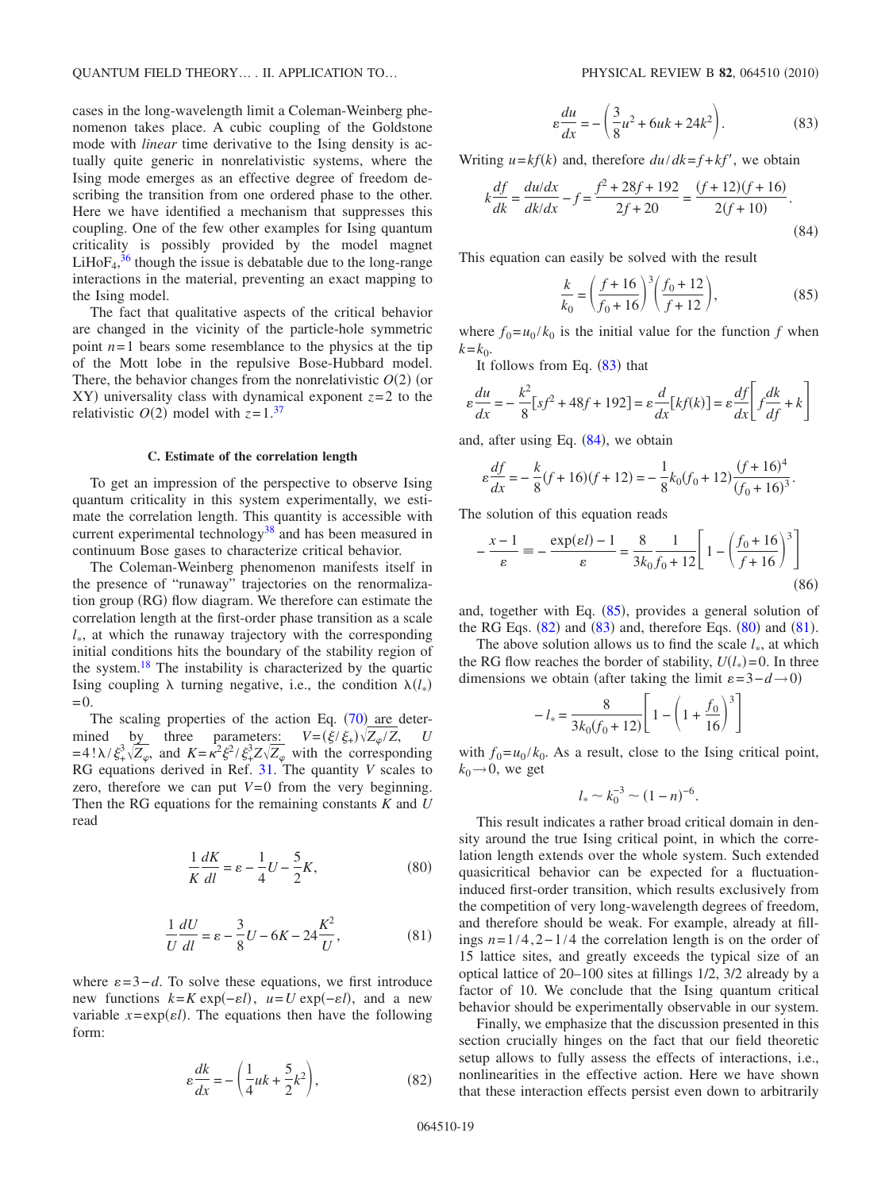cases in the long-wavelength limit a Coleman-Weinberg phenomenon takes place. A cubic coupling of the Goldstone mode with *linear* time derivative to the Ising density is actually quite generic in nonrelativistic systems, where the Ising mode emerges as an effective degree of freedom describing the transition from one ordered phase to the other. Here we have identified a mechanism that suppresses this coupling. One of the few other examples for Ising quantum criticality is possibly provided by the model magnet $LiHoF_4$,[36] though the issue is debatable due to the long-range interactions in the material, preventing an exact mapping to the Ising model.

The fact that qualitative aspects of the critical behavior are changed in the vicinity of the particle-hole symmetric point $n=1$ bears some resemblance to the physics at the tip of the Mott lobe in the repulsive Bose-Hubbard model. There, the behavior changes from the nonrelativistic $O(2)$ (or XY) universality class with dynamical exponent $z=2$ to the relativistic $O(2)$ model with $z=1$.[37]

### C. Estimate of the correlation length

To get an impression of the perspective to observe Ising quantum criticality in this system experimentally, we estimate the correlation length. This quantity is accessible with current experimental technology[38] and has been measured in continuum Bose gases to characterize critical behavior.

The Coleman-Weinberg phenomenon manifests itself in the presence of "runaway" trajectories on the renormalization group (RG) flow diagram. We therefore can estimate the correlation length at the first-order phase transition as a scale $l_*$, at which the runaway trajectory with the corresponding initial conditions hits the boundary of the stability region of the system.[18] The instability is characterized by the quartic Ising coupling $\lambda$ turning negative, i.e., the condition $\lambda(l_*)=0$.

The scaling properties of the action Eq. (70) are determined by three parameters: $V=(\xi/\xi_+)\sqrt{Z_\varphi/Z}$, $U=4!\lambda/\xi_+^3\sqrt{Z_\varphi}$, and $K=\kappa^2\xi^2/\xi_+^3 Z\sqrt{Z_\varphi}$ with the corresponding RG equations derived in Ref. 31. The quantity $V$ scales to zero, therefore we can put $V=0$ from the very beginning. Then the RG equations for the remaining constants $K$ and $U$ read

$$\frac{1}{K}\frac{dK}{dl} = \varepsilon - \frac{1}{4}U - \frac{5}{2}K, \tag{80}$$

$$\frac{1}{U}\frac{dU}{dl} = \varepsilon - \frac{3}{8}U - 6K - 24\frac{K^2}{U}, \tag{81}$$

where $\varepsilon = 3-d$. To solve these equations, we first introduce new functions $k=K\exp(-\varepsilon l)$, $u=U\exp(-\varepsilon l)$, and a new variable $x=\exp(\varepsilon l)$. The equations then have the following form:

$$\varepsilon\frac{dk}{dx} = -\left(\frac{1}{4}uk + \frac{5}{2}k^2\right), \tag{82}$$

$$\varepsilon\frac{du}{dx} = -\left(\frac{3}{8}u^2 + 6uk + 24k^2\right). \tag{83}$$

Writing $u=kf(k)$ and, therefore $du/dk = f + kf'$, we obtain

$$k\frac{df}{dk} = \frac{du/dx}{dk/dx} - f = \frac{f^2+28f+192}{2f+20} = \frac{(f+12)(f+16)}{2(f+10)}. \tag{84}$$

This equation can easily be solved with the result

$$\frac{k}{k_0} = \left(\frac{f+16}{f_0+16}\right)^3\left(\frac{f_0+12}{f+12}\right), \tag{85}$$

where $f_0 = u_0/k_0$ is the initial value for the function $f$ when $k=k_0$.

It follows from Eq. (83) that

$$\varepsilon\frac{du}{dx} = -\frac{k^2}{8}[sf^2+48f+192] = \varepsilon\frac{d}{dx}[kf(k)] = \varepsilon\frac{df}{dx}\left[f\frac{dk}{df}+k\right]$$

and, after using Eq. (84), we obtain

$$\varepsilon\frac{df}{dx} = -\frac{k}{8}(f+16)(f+12) = -\frac{1}{8}k_0(f_0+12)\frac{(f+16)^4}{(f_0+16)^3}.$$

The solution of this equation reads

$$-\frac{x-1}{\varepsilon} \equiv -\frac{\exp(\varepsilon l)-1}{\varepsilon} = \frac{8}{3k_0}\frac{1}{f_0+12}\left[1-\left(\frac{f_0+16}{f+16}\right)^3\right] \tag{86}$$

and, together with Eq. (85), provides a general solution of the RG Eqs. (82) and (83) and, therefore Eqs. (80) and (81).

The above solution allows us to find the scale $l_*$, at which the RG flow reaches the border of stability, $U(l_*)=0$. In three dimensions we obtain (after taking the limit $\varepsilon = 3-d \to 0$)

$$-l_* = \frac{8}{3k_0(f_0+12)}\left[1-\left(1+\frac{f_0}{16}\right)^3\right]$$

with $f_0 = u_0/k_0$. As a result, close to the Ising critical point, $k_0 \to 0$, we get

$$l_* \sim k_0^{-3} \sim (1-n)^{-6}.$$

This result indicates a rather broad critical domain in density around the true Ising critical point, in which the correlation length extends over the whole system. Such extended quasicritical behavior can be expected for a fluctuation-induced first-order transition, which results exclusively from the competition of very long-wavelength degrees of freedom, and therefore should be weak. For example, already at fillings $n=1/4, 2-1/4$ the correlation length is on the order of 15 lattice sites, and greatly exceeds the typical size of an optical lattice of 20–100 sites at fillings 1/2, 3/2 already by a factor of 10. We conclude that the Ising quantum critical behavior should be experimentally observable in our system.

Finally, we emphasize that the discussion presented in this section crucially hinges on the fact that our field theoretic setup allows to fully assess the effects of interactions, i.e., nonlinearities in the effective action. Here we have shown that these interaction effects persist even down to arbitrarily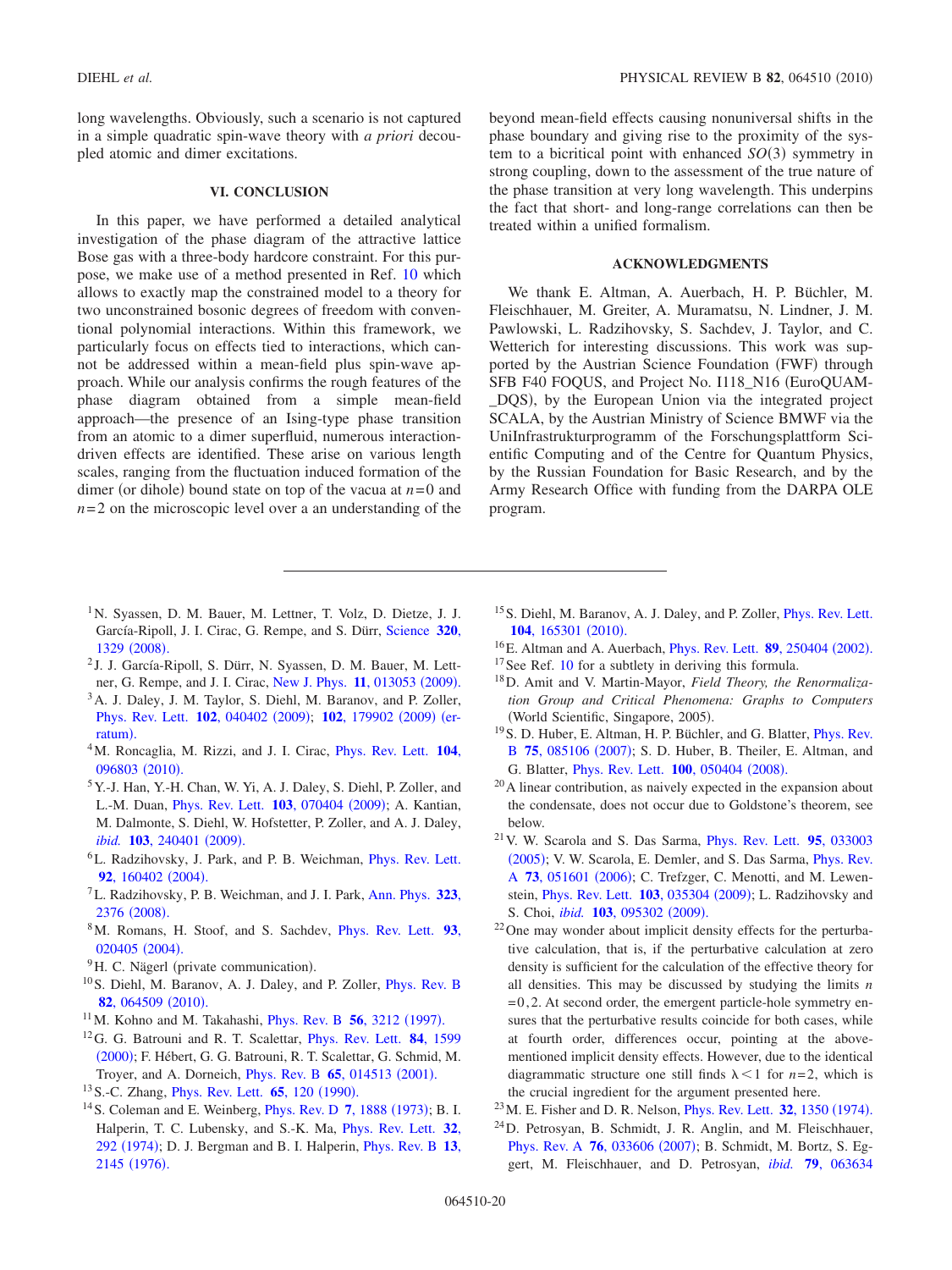long wavelengths. Obviously, such a scenario is not captured in a simple quadratic spin-wave theory with *a priori* decoupled atomic and dimer excitations.

## VI. CONCLUSION

In this paper, we have performed a detailed analytical investigation of the phase diagram of the attractive lattice Bose gas with a three-body hardcore constraint. For this purpose, we make use of a method presented in Ref. 10 which allows to exactly map the constrained model to a theory for two unconstrained bosonic degrees of freedom with conventional polynomial interactions. Within this framework, we particularly focus on effects tied to interactions, which cannot be addressed within a mean-field plus spin-wave approach. While our analysis confirms the rough features of the phase diagram obtained from a simple mean-field approach—the presence of an Ising-type phase transition from an atomic to a dimer superfluid, numerous interaction-driven effects are identified. These arise on various length scales, ranging from the fluctuation induced formation of the dimer (or dihole) bound state on top of the vacua at $n=0$ and $n=2$ on the microscopic level over a an understanding of the beyond mean-field effects causing nonuniversal shifts in the phase boundary and giving rise to the proximity of the system to a bicritical point with enhanced $SO(3)$ symmetry in strong coupling, down to the assessment of the true nature of the phase transition at very long wavelength. This underpins the fact that short- and long-range correlations can then be treated within a unified formalism.

## ACKNOWLEDGMENTS

We thank E. Altman, A. Auerbach, H. P. Büchler, M. Fleischhauer, M. Greiter, A. Muramatsu, N. Lindner, J. M. Pawlowski, L. Radzihovsky, S. Sachdev, J. Taylor, and C. Wetterich for interesting discussions. This work was supported by the Austrian Science Foundation (FWF) through SFB F40 FOQUS, and Project No. I118_N16 (EuroQUAM-_DQS), by the European Union via the integrated project SCALA, by the Austrian Ministry of Science BMWF via the UniInfrastrukturprogramm of the Forschungsplattform Scientific Computing and of the Centre for Quantum Physics, by the Russian Foundation for Basic Research, and by the Army Research Office with funding from the DARPA OLE program.

---

[1] N. Syassen, D. M. Bauer, M. Lettner, T. Volz, D. Dietze, J. J. García-Ripoll, J. I. Cirac, G. Rempe, and S. Dürr, Science **320**, 1329 (2008).

[2] J. J. García-Ripoll, S. Dürr, N. Syassen, D. M. Bauer, M. Lettner, G. Rempe, and J. I. Cirac, New J. Phys. **11**, 013053 (2009).

[3] A. J. Daley, J. M. Taylor, S. Diehl, M. Baranov, and P. Zoller, Phys. Rev. Lett. **102**, 040402 (2009); **102**, 179902 (2009) (erratum).

[4] M. Roncaglia, M. Rizzi, and J. I. Cirac, Phys. Rev. Lett. **104**, 096803 (2010).

[5] Y.-J. Han, Y.-H. Chan, W. Yi, A. J. Daley, S. Diehl, P. Zoller, and L.-M. Duan, Phys. Rev. Lett. **103**, 070404 (2009); A. Kantian, M. Dalmonte, S. Diehl, W. Hofstetter, P. Zoller, and A. J. Daley, *ibid.* **103**, 240401 (2009).

[6] L. Radzihovsky, J. Park, and P. B. Weichman, Phys. Rev. Lett. **92**, 160402 (2004).

[7] L. Radzihovsky, P. B. Weichman, and J. I. Park, Ann. Phys. **323**, 2376 (2008).

[8] M. Romans, H. Stoof, and S. Sachdev, Phys. Rev. Lett. **93**, 020405 (2004).

[9] H. C. Nägerl (private communication).

[10] S. Diehl, M. Baranov, A. J. Daley, and P. Zoller, Phys. Rev. B **82**, 064509 (2010).

[11] M. Kohno and M. Takahashi, Phys. Rev. B **56**, 3212 (1997).

[12] G. G. Batrouni and R. T. Scalettar, Phys. Rev. Lett. **84**, 1599 (2000); F. Hébert, G. G. Batrouni, R. T. Scalettar, G. Schmid, M. Troyer, and A. Dorneich, Phys. Rev. B **65**, 014513 (2001).

[13] S.-C. Zhang, Phys. Rev. Lett. **65**, 120 (1990).

[14] S. Coleman and E. Weinberg, Phys. Rev. D **7**, 1888 (1973); B. I. Halperin, T. C. Lubensky, and S.-K. Ma, Phys. Rev. Lett. **32**, 292 (1974); D. J. Bergman and B. I. Halperin, Phys. Rev. B **13**, 2145 (1976).

[15] S. Diehl, M. Baranov, A. J. Daley, and P. Zoller, Phys. Rev. Lett. **104**, 165301 (2010).

[16] E. Altman and A. Auerbach, Phys. Rev. Lett. **89**, 250404 (2002).

[17] See Ref. 10 for a subtlety in deriving this formula.

[18] D. Amit and V. Martin-Mayor, *Field Theory, the Renormalization Group and Critical Phenomena: Graphs to Computers* (World Scientific, Singapore, 2005).

[19] S. D. Huber, E. Altman, H. P. Büchler, and G. Blatter, Phys. Rev. B **75**, 085106 (2007); S. D. Huber, B. Theiler, E. Altman, and G. Blatter, Phys. Rev. Lett. **100**, 050404 (2008).

[20] A linear contribution, as naively expected in the expansion about the condensate, does not occur due to Goldstone's theorem, see below.

[21] V. W. Scarola and S. Das Sarma, Phys. Rev. Lett. **95**, 033003 (2005); V. W. Scarola, E. Demler, and S. Das Sarma, Phys. Rev. A **73**, 051601 (2006); C. Trefzger, C. Menotti, and M. Lewenstein, Phys. Rev. Lett. **103**, 035304 (2009); L. Radzihovsky and S. Choi, *ibid.* **103**, 095302 (2009).

[22] One may wonder about implicit density effects for the perturbative calculation, that is, if the perturbative calculation at zero density is sufficient for the calculation of the effective theory for all densities. This may be discussed by studying the limits $n=0,2$. At second order, the emergent particle-hole symmetry ensures that the perturbative results coincide for both cases, while at fourth order, differences occur, pointing at the above-mentioned implicit density effects. However, due to the identical diagrammatic structure one still finds $\lambda<1$ for $n=2$, which is the crucial ingredient for the argument presented here.

[23] M. E. Fisher and D. R. Nelson, Phys. Rev. Lett. **32**, 1350 (1974).

[24] D. Petrosyan, B. Schmidt, J. R. Anglin, and M. Fleischhauer, Phys. Rev. A **76**, 033606 (2007); B. Schmidt, M. Bortz, S. Eggert, M. Fleischhauer, and D. Petrosyan, *ibid.* **79**, 063634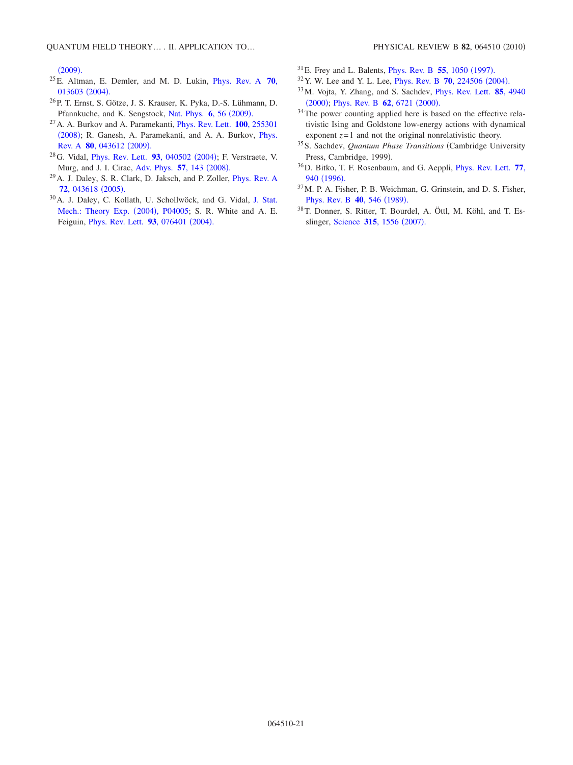(2009).

[25] E. Altman, E. Demler, and M. D. Lukin, Phys. Rev. A **70**, 013603 (2004).

[26] P. T. Ernst, S. Götze, J. S. Krauser, K. Pyka, D.-S. Lühmann, D. Pfannkuche, and K. Sengstock, Nat. Phys. **6**, 56 (2009).

[27] A. A. Burkov and A. Paramekanti, Phys. Rev. Lett. **100**, 255301 (2008); R. Ganesh, A. Paramekanti, and A. A. Burkov, Phys. Rev. A **80**, 043612 (2009).

[28] G. Vidal, Phys. Rev. Lett. **93**, 040502 (2004); F. Verstraete, V. Murg, and J. I. Cirac, Adv. Phys. **57**, 143 (2008).

[29] A. J. Daley, S. R. Clark, D. Jaksch, and P. Zoller, Phys. Rev. A **72**, 043618 (2005).

[30] A. J. Daley, C. Kollath, U. Schollwöck, and G. Vidal, J. Stat. Mech.: Theory Exp. (2004), P04005; S. R. White and A. E. Feiguin, Phys. Rev. Lett. **93**, 076401 (2004).

[31] E. Frey and L. Balents, Phys. Rev. B **55**, 1050 (1997).

[32] Y. W. Lee and Y. L. Lee, Phys. Rev. B **70**, 224506 (2004).

[33] M. Vojta, Y. Zhang, and S. Sachdev, Phys. Rev. Lett. **85**, 4940 (2000); Phys. Rev. B **62**, 6721 (2000).

[34] The power counting applied here is based on the effective relativistic Ising and Goldstone low-energy actions with dynamical exponent $z=1$ and not the original nonrelativistic theory.

[35] S. Sachdev, *Quantum Phase Transitions* (Cambridge University Press, Cambridge, 1999).

[36] D. Bitko, T. F. Rosenbaum, and G. Aeppli, Phys. Rev. Lett. **77**, 940 (1996).

[37] M. P. A. Fisher, P. B. Weichman, G. Grinstein, and D. S. Fisher, Phys. Rev. B **40**, 546 (1989).

[38] T. Donner, S. Ritter, T. Bourdel, A. Öttl, M. Köhl, and T. Esslinger, Science **315**, 1556 (2007).